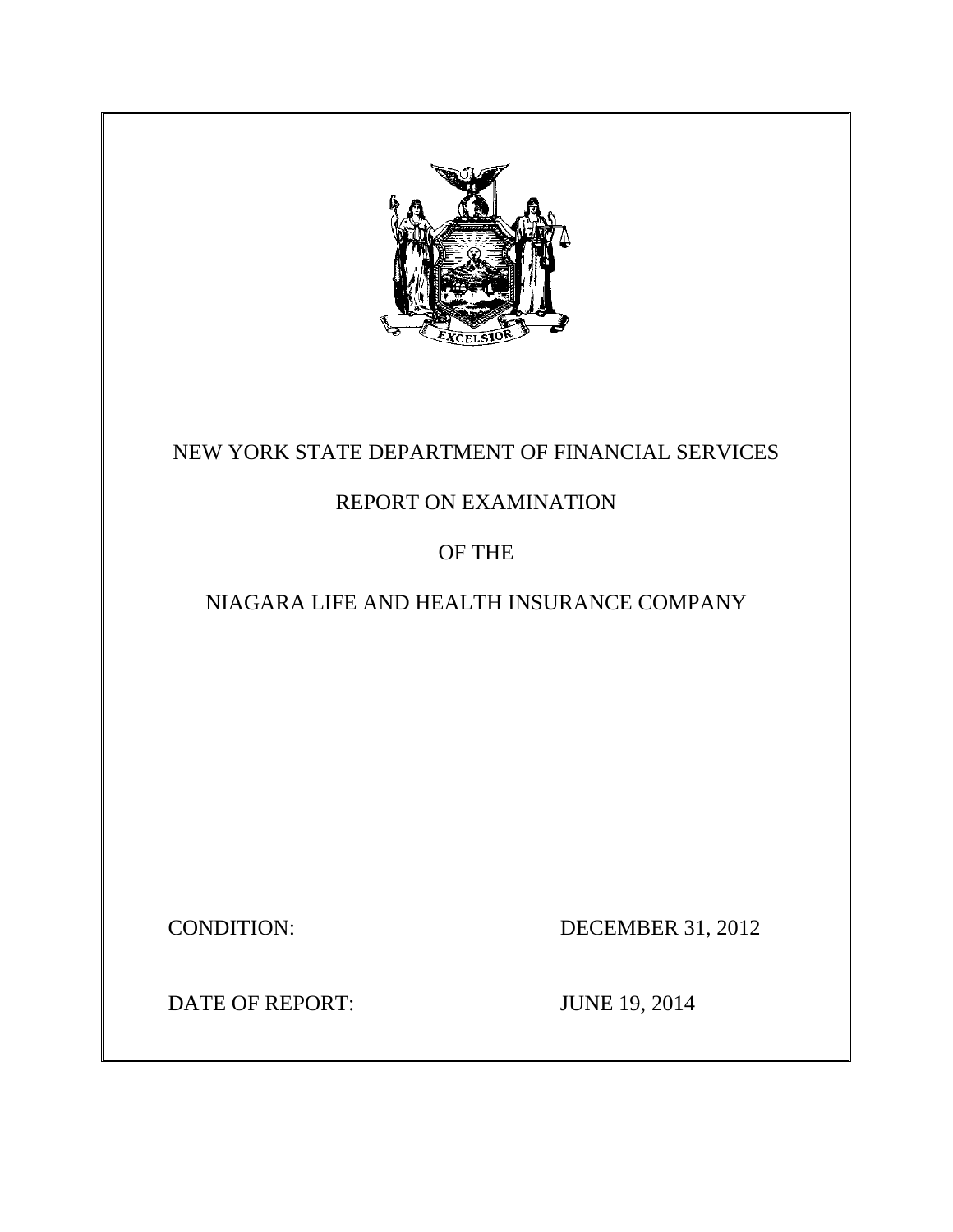# NEW YORK STATE DEPARTMENT OF FINANCIAL SERVICES

## REPORT ON EXAMINATION

## OF THE

## NIAGARA LIFE AND HEALTH INSURANCE COMPANY

CONDITION: DECEMBER 31, 2012

DATE OF REPORT: JUNE 19, 2014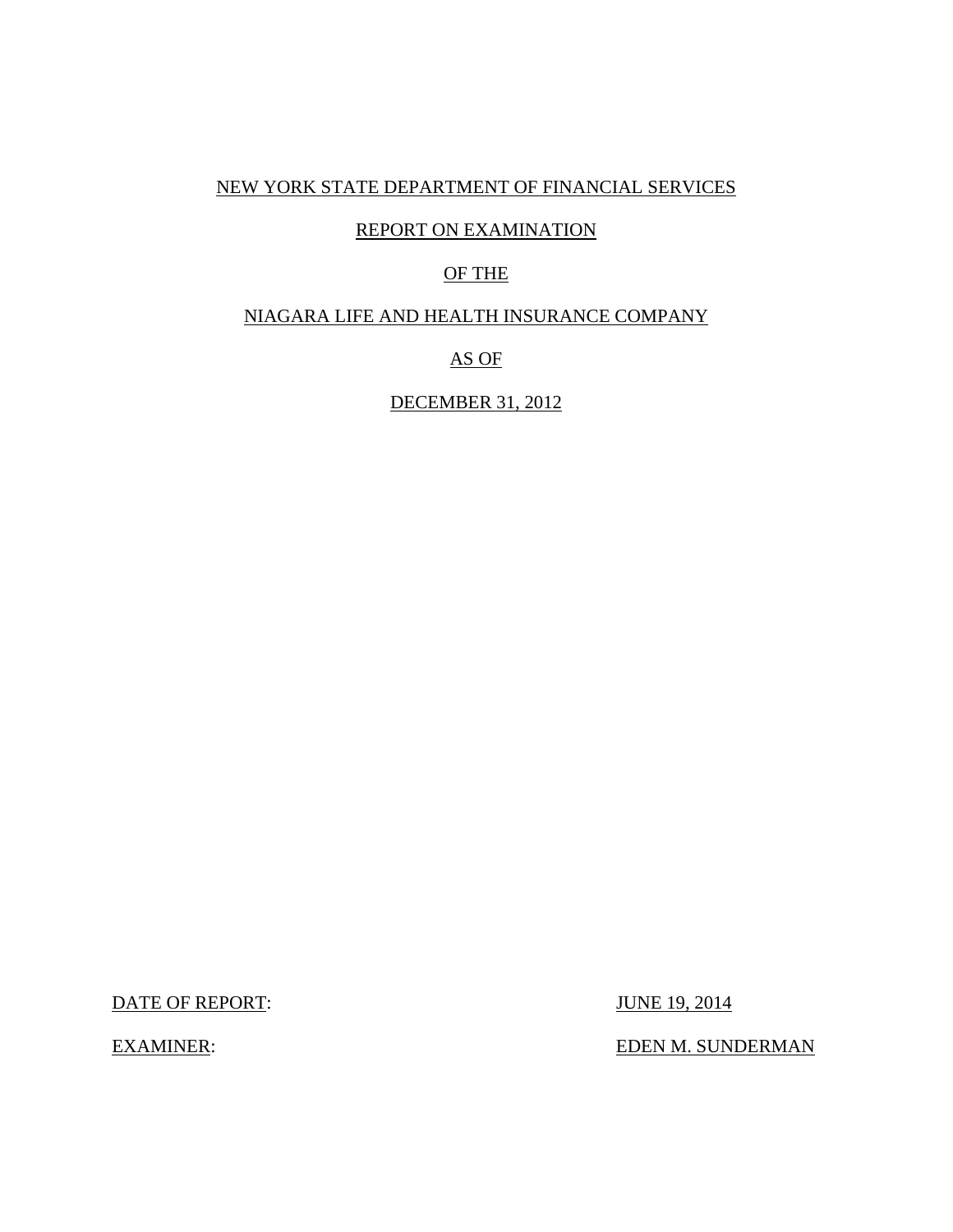NEW YORK STATE DEPARTMENT OF FINANCIAL SERVICES

REPORT ON EXAMINATION

OF THE

NIAGARA LIFE AND HEALTH INSURANCE COMPANY

AS OF

DECEMBER 31, 2012

DATE OF REPORT: JUNE 19, 2014

EXAMINER: EDEN M. SUNDERMAN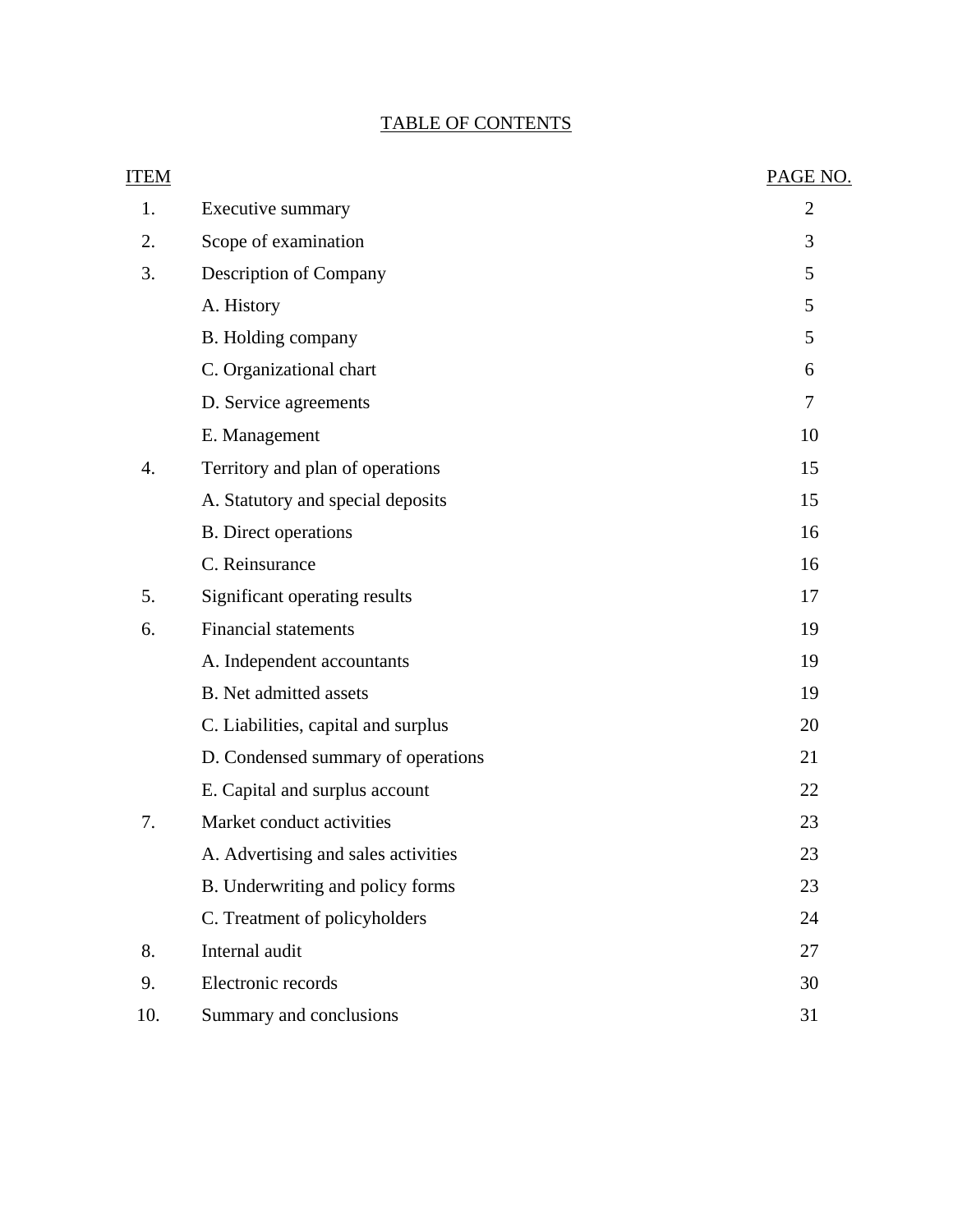# TABLE OF CONTENTS

| ITEM | | PAGE NO. |
| --- | --- | --- |
| 1. | Executive summary | 2 |
| 2. | Scope of examination | 3 |
| 3. | Description of Company | 5 |
| | A. History | 5 |
| | B. Holding company | 5 |
| | C. Organizational chart | 6 |
| | D. Service agreements | 7 |
| | E. Management | 10 |
| 4. | Territory and plan of operations | 15 |
| | A. Statutory and special deposits | 15 |
| | B. Direct operations | 16 |
| | C. Reinsurance | 16 |
| 5. | Significant operating results | 17 |
| 6. | Financial statements | 19 |
| | A. Independent accountants | 19 |
| | B. Net admitted assets | 19 |
| | C. Liabilities, capital and surplus | 20 |
| | D. Condensed summary of operations | 21 |
| | E. Capital and surplus account | 22 |
| 7. | Market conduct activities | 23 |
| | A. Advertising and sales activities | 23 |
| | B. Underwriting and policy forms | 23 |
| | C. Treatment of policyholders | 24 |
| 8. | Internal audit | 27 |
| 9. | Electronic records | 30 |
| 10. | Summary and conclusions | 31 |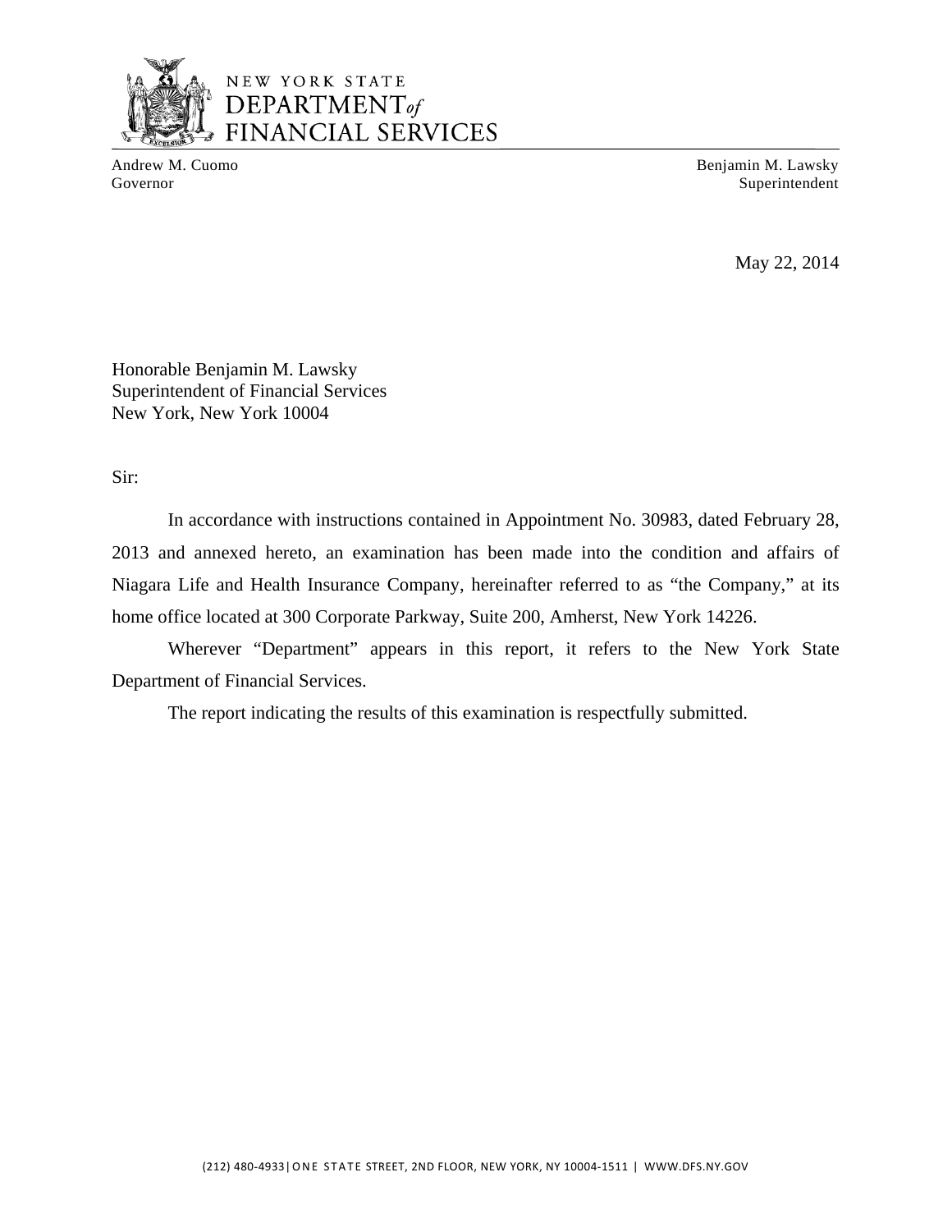NEW YORK STATE
DEPARTMENT *of*
FINANCIAL SERVICES

Andrew M. Cuomo
Governor

Benjamin M. Lawsky
Superintendent

May 22, 2014

Honorable Benjamin M. Lawsky
Superintendent of Financial Services
New York, New York 10004

Sir:

In accordance with instructions contained in Appointment No. 30983, dated February 28, 2013 and annexed hereto, an examination has been made into the condition and affairs of Niagara Life and Health Insurance Company, hereinafter referred to as "the Company," at its home office located at 300 Corporate Parkway, Suite 200, Amherst, New York 14226.

Wherever "Department" appears in this report, it refers to the New York State Department of Financial Services.

The report indicating the results of this examination is respectfully submitted.

(212) 480-4933 | ONE STATE STREET, 2ND FLOOR, NEW YORK, NY 10004-1511 | WWW.DFS.NY.GOV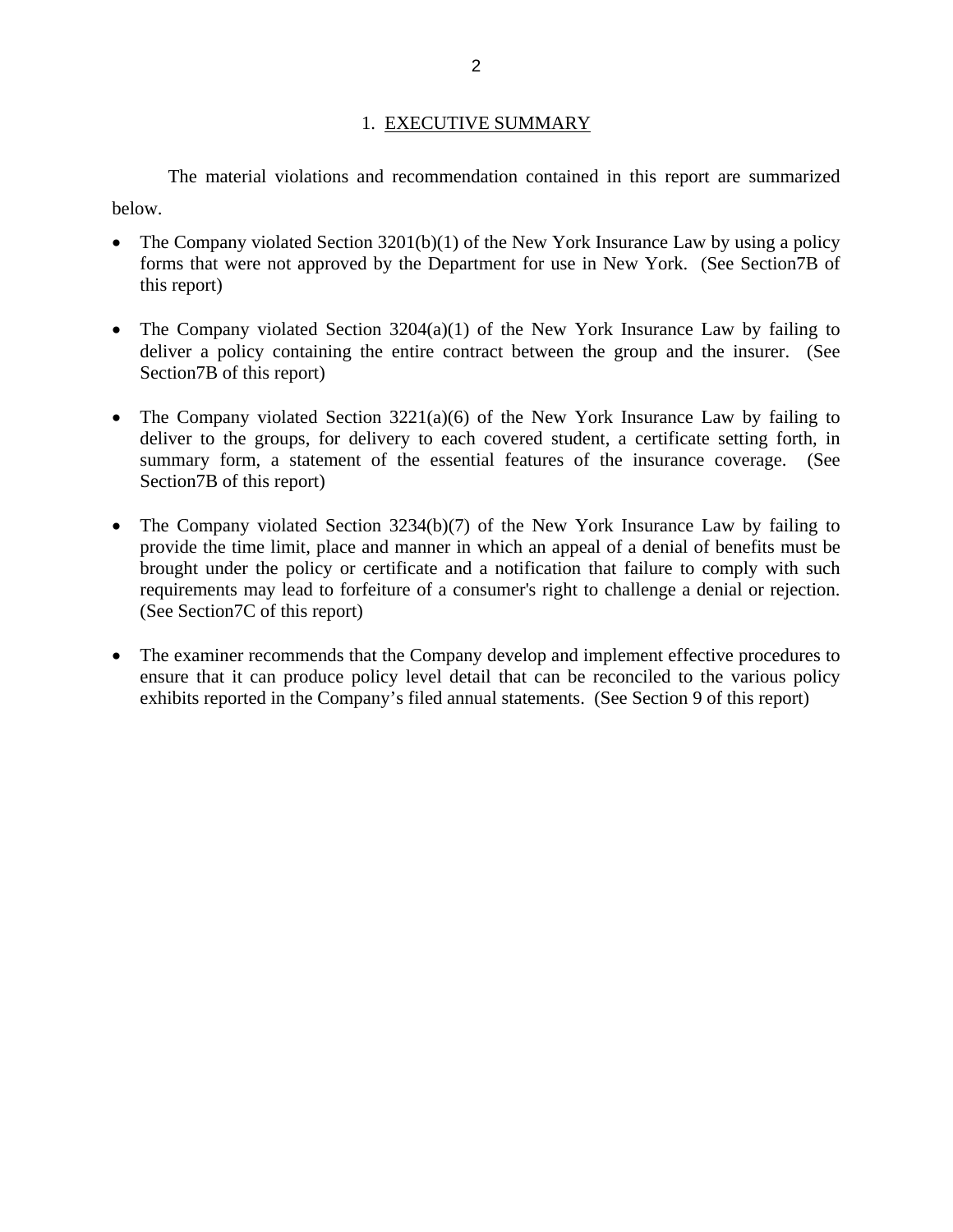## 1. EXECUTIVE SUMMARY

The material violations and recommendation contained in this report are summarized below.

- The Company violated Section 3201(b)(1) of the New York Insurance Law by using a policy forms that were not approved by the Department for use in New York. (See Section7B of this report)

- The Company violated Section 3204(a)(1) of the New York Insurance Law by failing to deliver a policy containing the entire contract between the group and the insurer. (See Section7B of this report)

- The Company violated Section 3221(a)(6) of the New York Insurance Law by failing to deliver to the groups, for delivery to each covered student, a certificate setting forth, in summary form, a statement of the essential features of the insurance coverage. (See Section7B of this report)

- The Company violated Section 3234(b)(7) of the New York Insurance Law by failing to provide the time limit, place and manner in which an appeal of a denial of benefits must be brought under the policy or certificate and a notification that failure to comply with such requirements may lead to forfeiture of a consumer's right to challenge a denial or rejection. (See Section7C of this report)

- The examiner recommends that the Company develop and implement effective procedures to ensure that it can produce policy level detail that can be reconciled to the various policy exhibits reported in the Company's filed annual statements. (See Section 9 of this report)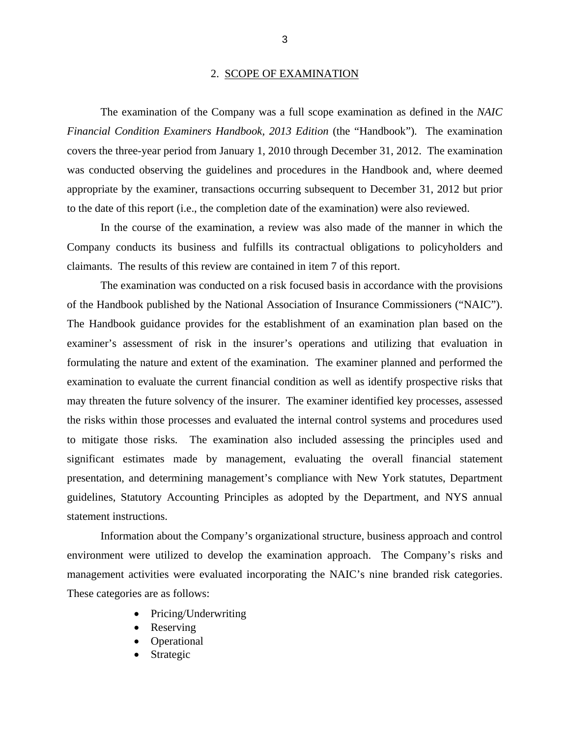## 2. SCOPE OF EXAMINATION

The examination of the Company was a full scope examination as defined in the *NAIC Financial Condition Examiners Handbook, 2013 Edition* (the "Handbook"). The examination covers the three-year period from January 1, 2010 through December 31, 2012. The examination was conducted observing the guidelines and procedures in the Handbook and, where deemed appropriate by the examiner, transactions occurring subsequent to December 31, 2012 but prior to the date of this report (i.e., the completion date of the examination) were also reviewed.

In the course of the examination, a review was also made of the manner in which the Company conducts its business and fulfills its contractual obligations to policyholders and claimants. The results of this review are contained in item 7 of this report.

The examination was conducted on a risk focused basis in accordance with the provisions of the Handbook published by the National Association of Insurance Commissioners ("NAIC"). The Handbook guidance provides for the establishment of an examination plan based on the examiner's assessment of risk in the insurer's operations and utilizing that evaluation in formulating the nature and extent of the examination. The examiner planned and performed the examination to evaluate the current financial condition as well as identify prospective risks that may threaten the future solvency of the insurer. The examiner identified key processes, assessed the risks within those processes and evaluated the internal control systems and procedures used to mitigate those risks. The examination also included assessing the principles used and significant estimates made by management, evaluating the overall financial statement presentation, and determining management's compliance with New York statutes, Department guidelines, Statutory Accounting Principles as adopted by the Department, and NYS annual statement instructions.

Information about the Company's organizational structure, business approach and control environment were utilized to develop the examination approach. The Company's risks and management activities were evaluated incorporating the NAIC's nine branded risk categories. These categories are as follows:

- Pricing/Underwriting
- Reserving
- Operational
- Strategic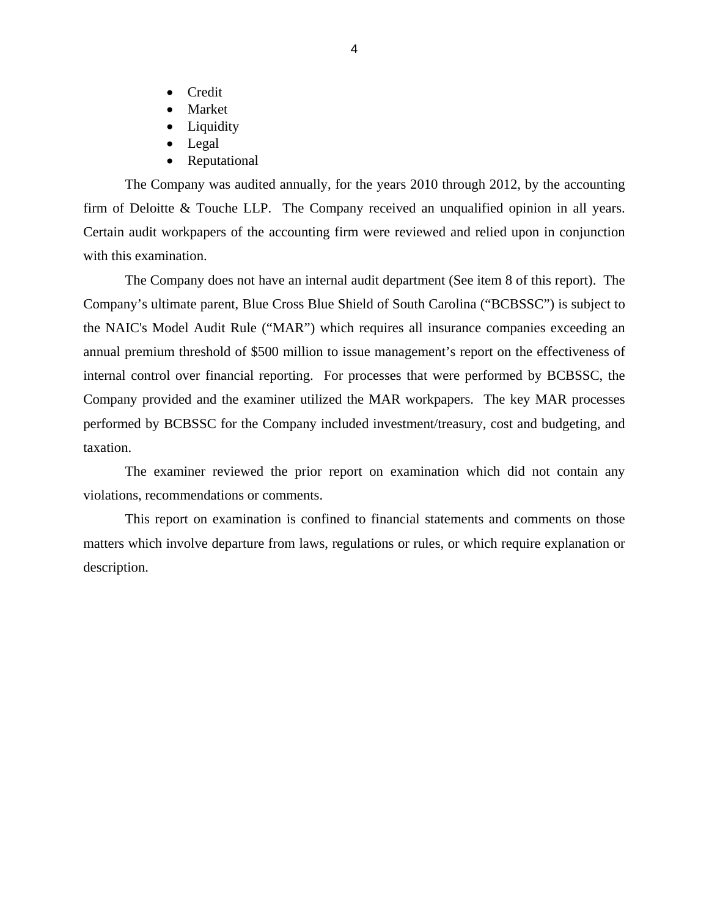- Credit
- Market
- Liquidity
- Legal
- Reputational

The Company was audited annually, for the years 2010 through 2012, by the accounting firm of Deloitte & Touche LLP. The Company received an unqualified opinion in all years. Certain audit workpapers of the accounting firm were reviewed and relied upon in conjunction with this examination.

The Company does not have an internal audit department (See item 8 of this report). The Company's ultimate parent, Blue Cross Blue Shield of South Carolina ("BCBSSC") is subject to the NAIC's Model Audit Rule ("MAR") which requires all insurance companies exceeding an annual premium threshold of $500 million to issue management's report on the effectiveness of internal control over financial reporting. For processes that were performed by BCBSSC, the Company provided and the examiner utilized the MAR workpapers. The key MAR processes performed by BCBSSC for the Company included investment/treasury, cost and budgeting, and taxation.

The examiner reviewed the prior report on examination which did not contain any violations, recommendations or comments.

This report on examination is confined to financial statements and comments on those matters which involve departure from laws, regulations or rules, or which require explanation or description.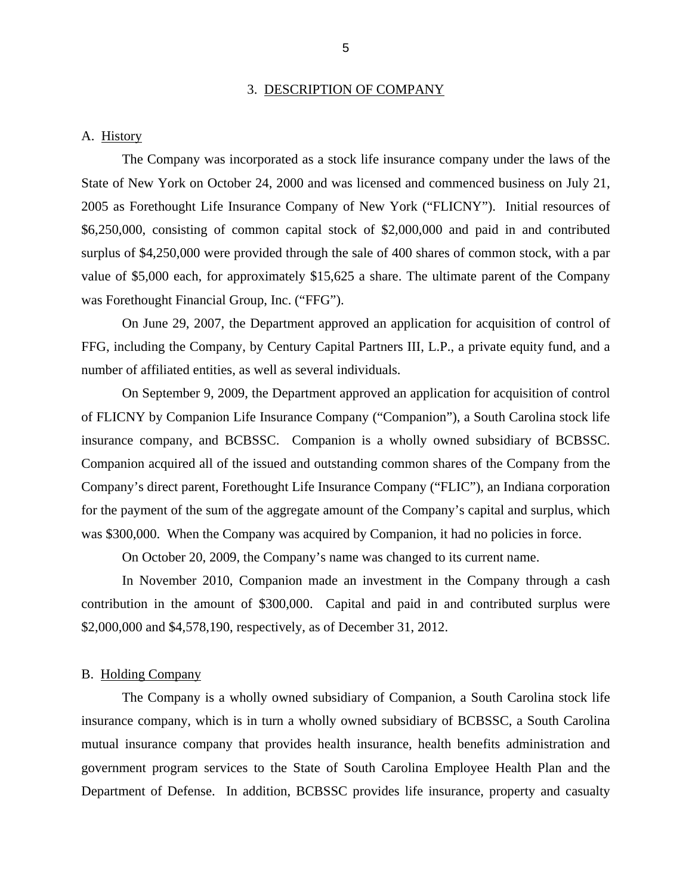## 3. DESCRIPTION OF COMPANY

### A. History

The Company was incorporated as a stock life insurance company under the laws of the State of New York on October 24, 2000 and was licensed and commenced business on July 21, 2005 as Forethought Life Insurance Company of New York ("FLICNY"). Initial resources of \$6,250,000, consisting of common capital stock of \$2,000,000 and paid in and contributed surplus of \$4,250,000 were provided through the sale of 400 shares of common stock, with a par value of \$5,000 each, for approximately \$15,625 a share. The ultimate parent of the Company was Forethought Financial Group, Inc. ("FFG").

On June 29, 2007, the Department approved an application for acquisition of control of FFG, including the Company, by Century Capital Partners III, L.P., a private equity fund, and a number of affiliated entities, as well as several individuals.

On September 9, 2009, the Department approved an application for acquisition of control of FLICNY by Companion Life Insurance Company ("Companion"), a South Carolina stock life insurance company, and BCBSSC. Companion is a wholly owned subsidiary of BCBSSC. Companion acquired all of the issued and outstanding common shares of the Company from the Company's direct parent, Forethought Life Insurance Company ("FLIC"), an Indiana corporation for the payment of the sum of the aggregate amount of the Company's capital and surplus, which was \$300,000. When the Company was acquired by Companion, it had no policies in force.

On October 20, 2009, the Company's name was changed to its current name.

In November 2010, Companion made an investment in the Company through a cash contribution in the amount of \$300,000. Capital and paid in and contributed surplus were \$2,000,000 and \$4,578,190, respectively, as of December 31, 2012.

### B. Holding Company

The Company is a wholly owned subsidiary of Companion, a South Carolina stock life insurance company, which is in turn a wholly owned subsidiary of BCBSSC, a South Carolina mutual insurance company that provides health insurance, health benefits administration and government program services to the State of South Carolina Employee Health Plan and the Department of Defense. In addition, BCBSSC provides life insurance, property and casualty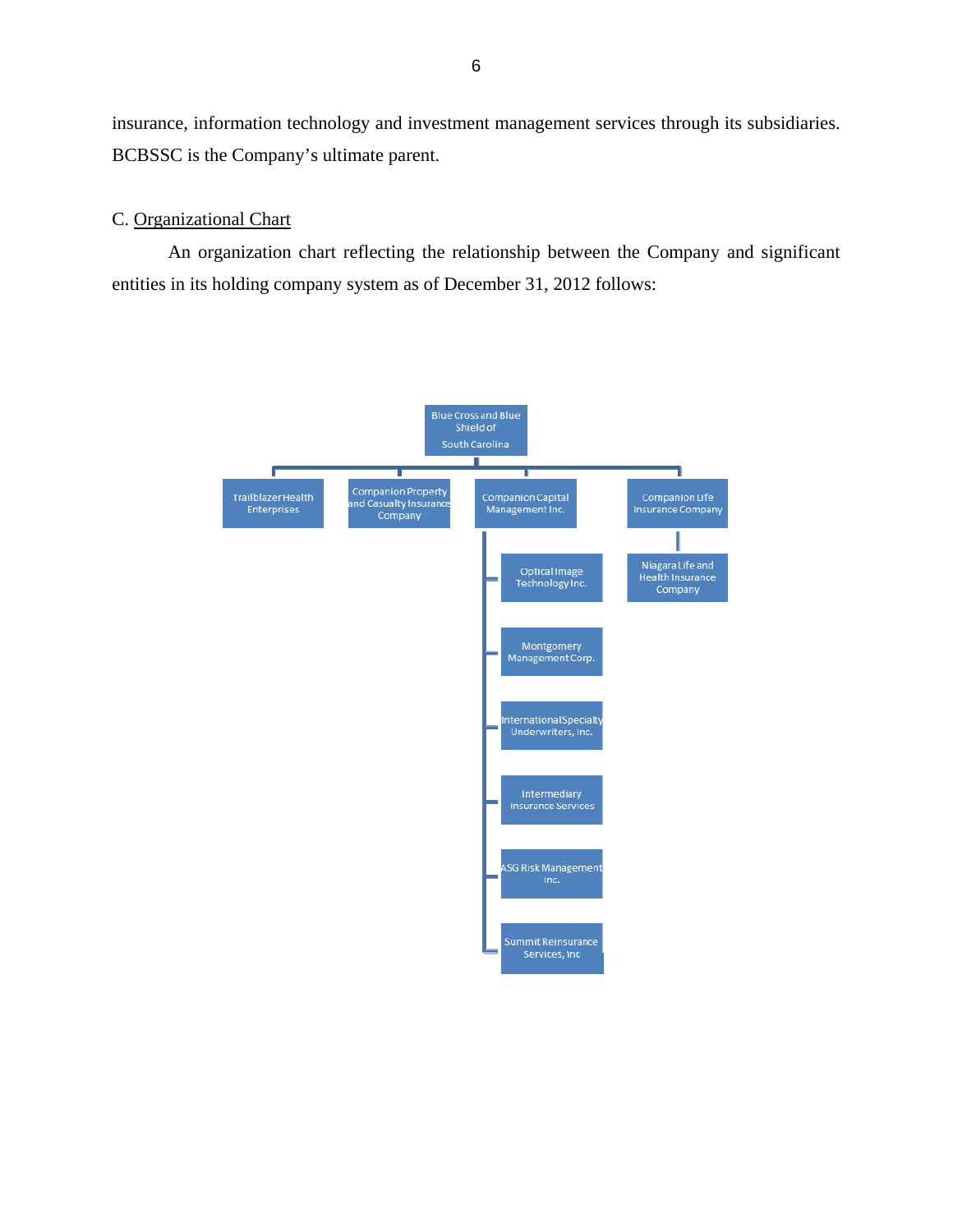insurance, information technology and investment management services through its subsidiaries. BCBSSC is the Company's ultimate parent.

C. Organizational Chart

An organization chart reflecting the relationship between the Company and significant entities in its holding company system as of December 31, 2012 follows:

Blue Cross and Blue Shield of South Carolina

Trailblazer Health Enterprises

Companion Property and Casualty Insurance Company

Companion Capital Management Inc.

Companion Life Insurance Company

Optical Image Technology Inc.

Niagara Life and Health Insurance Company

Montgomery Management Corp.

International Specialty Underwriters, Inc.

Intermediary Insurance Services

ASG Risk Management Inc.

Summit Reinsurance Services, Inc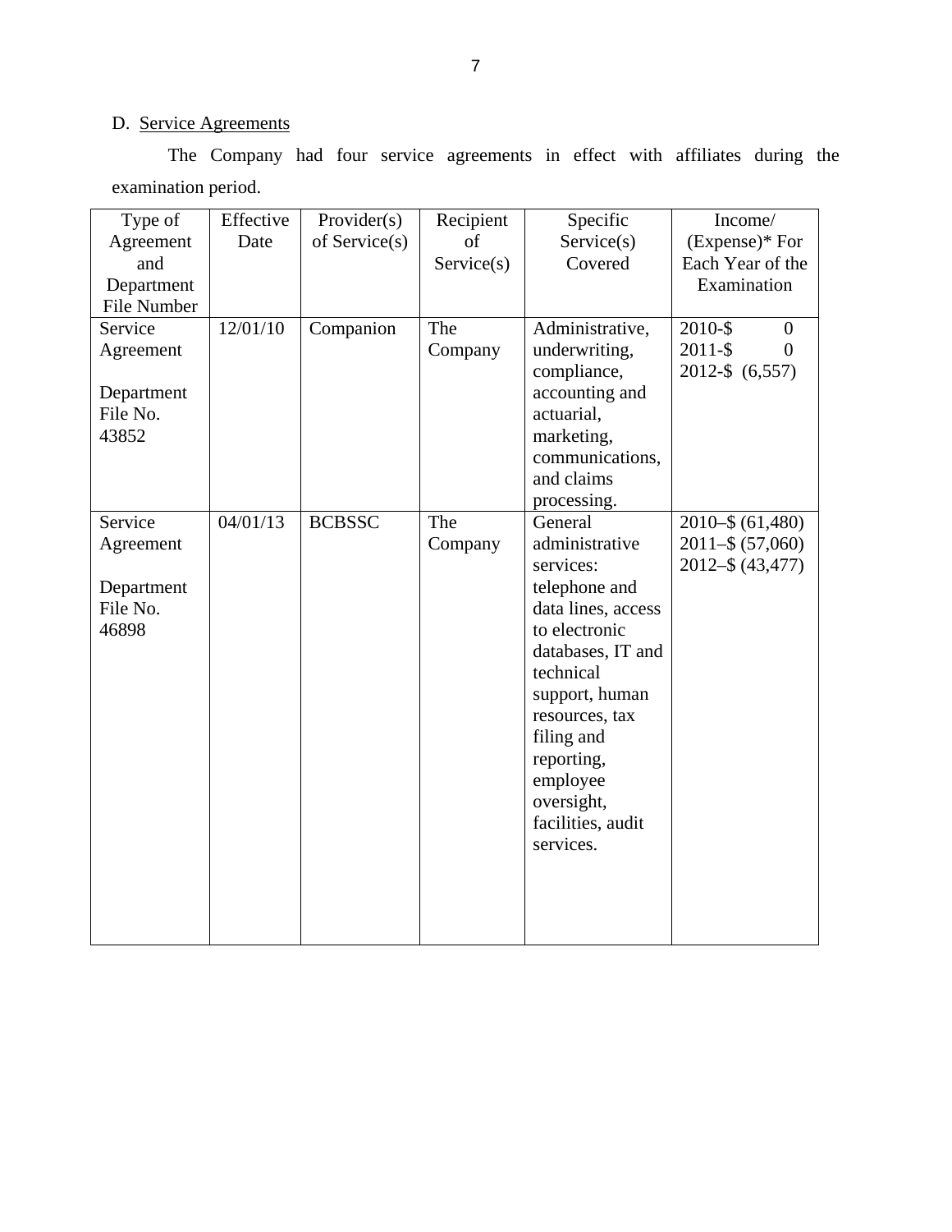D. Service Agreements

The Company had four service agreements in effect with affiliates during the examination period.

| Type of Agreement and Department File Number | Effective Date | Provider(s) of Service(s) | Recipient of Service(s) | Specific Service(s) Covered | Income/ (Expense)* For Each Year of the Examination |
|---|---|---|---|---|---|
| Service Agreement<br><br>Department File No. 43852 | 12/01/10 | Companion | The Company | Administrative, underwriting, compliance, accounting and actuarial, marketing, communications, and claims processing. | 2010-$ 0<br>2011-$ 0<br>2012-$ (6,557) |
| Service Agreement<br><br>Department File No. 46898 | 04/01/13 | BCBSSC | The Company | General administrative services: telephone and data lines, access to electronic databases, IT and technical support, human resources, tax filing and reporting, employee oversight, facilities, audit services. | 2010–$ (61,480)<br>2011–$ (57,060)<br>2012–$ (43,477) |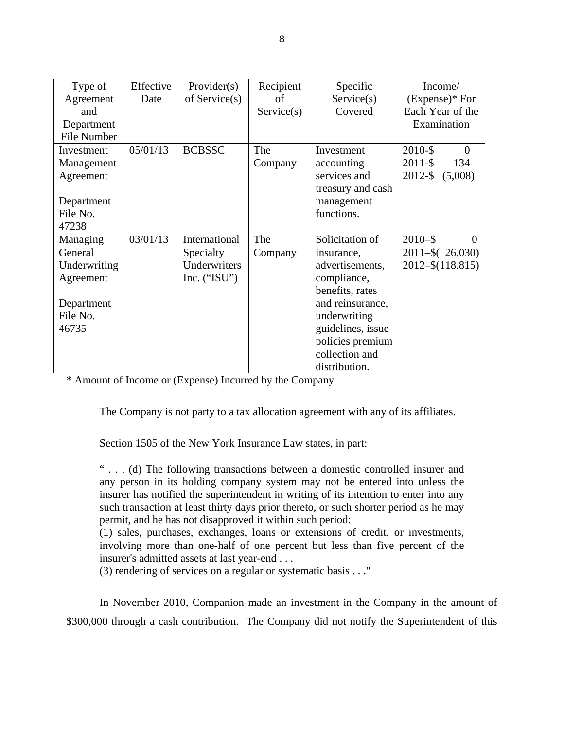| Type of Agreement and Department File Number | Effective Date | Provider(s) of Service(s) | Recipient of Service(s) | Specific Service(s) Covered | Income/ (Expense)* For Each Year of the Examination |
|---|---|---|---|---|---|
| Investment Management Agreement<br><br>Department File No. 47238 | 05/01/13 | BCBSSC | The Company | Investment accounting services and treasury and cash management functions. | 2010-$ 0<br>2011-$ 134<br>2012-$ (5,008) |
| Managing General Underwriting Agreement<br><br>Department File No. 46735 | 03/01/13 | International Specialty Underwriters Inc. ("ISU") | The Company | Solicitation of insurance, advertisements, compliance, benefits, rates and reinsurance, underwriting guidelines, issue policies premium collection and distribution. | 2010–$ 0<br>2011–$( 26,030)<br>2012–$(118,815) |

\* Amount of Income or (Expense) Incurred by the Company

The Company is not party to a tax allocation agreement with any of its affiliates.

Section 1505 of the New York Insurance Law states, in part:

> " . . . (d) The following transactions between a domestic controlled insurer and any person in its holding company system may not be entered into unless the insurer has notified the superintendent in writing of its intention to enter into any such transaction at least thirty days prior thereto, or such shorter period as he may permit, and he has not disapproved it within such period:
> (1) sales, purchases, exchanges, loans or extensions of credit, or investments, involving more than one-half of one percent but less than five percent of the insurer's admitted assets at last year-end . . .
> (3) rendering of services on a regular or systematic basis . . ."

In November 2010, Companion made an investment in the Company in the amount of $300,000 through a cash contribution. The Company did not notify the Superintendent of this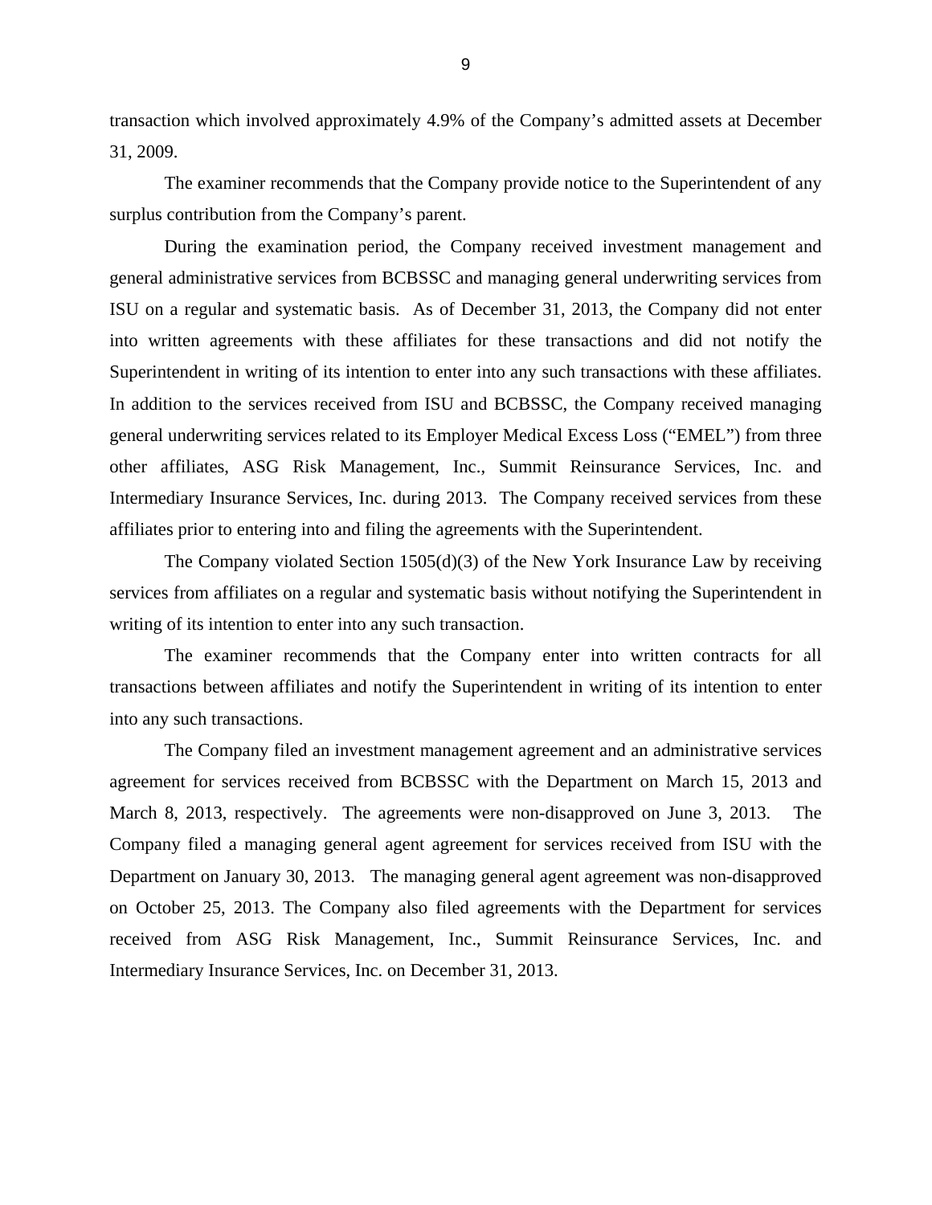transaction which involved approximately 4.9% of the Company's admitted assets at December 31, 2009.

The examiner recommends that the Company provide notice to the Superintendent of any surplus contribution from the Company's parent.

During the examination period, the Company received investment management and general administrative services from BCBSSC and managing general underwriting services from ISU on a regular and systematic basis. As of December 31, 2013, the Company did not enter into written agreements with these affiliates for these transactions and did not notify the Superintendent in writing of its intention to enter into any such transactions with these affiliates. In addition to the services received from ISU and BCBSSC, the Company received managing general underwriting services related to its Employer Medical Excess Loss ("EMEL") from three other affiliates, ASG Risk Management, Inc., Summit Reinsurance Services, Inc. and Intermediary Insurance Services, Inc. during 2013. The Company received services from these affiliates prior to entering into and filing the agreements with the Superintendent.

The Company violated Section 1505(d)(3) of the New York Insurance Law by receiving services from affiliates on a regular and systematic basis without notifying the Superintendent in writing of its intention to enter into any such transaction.

The examiner recommends that the Company enter into written contracts for all transactions between affiliates and notify the Superintendent in writing of its intention to enter into any such transactions.

The Company filed an investment management agreement and an administrative services agreement for services received from BCBSSC with the Department on March 15, 2013 and March 8, 2013, respectively. The agreements were non-disapproved on June 3, 2013. The Company filed a managing general agent agreement for services received from ISU with the Department on January 30, 2013. The managing general agent agreement was non-disapproved on October 25, 2013. The Company also filed agreements with the Department for services received from ASG Risk Management, Inc., Summit Reinsurance Services, Inc. and Intermediary Insurance Services, Inc. on December 31, 2013.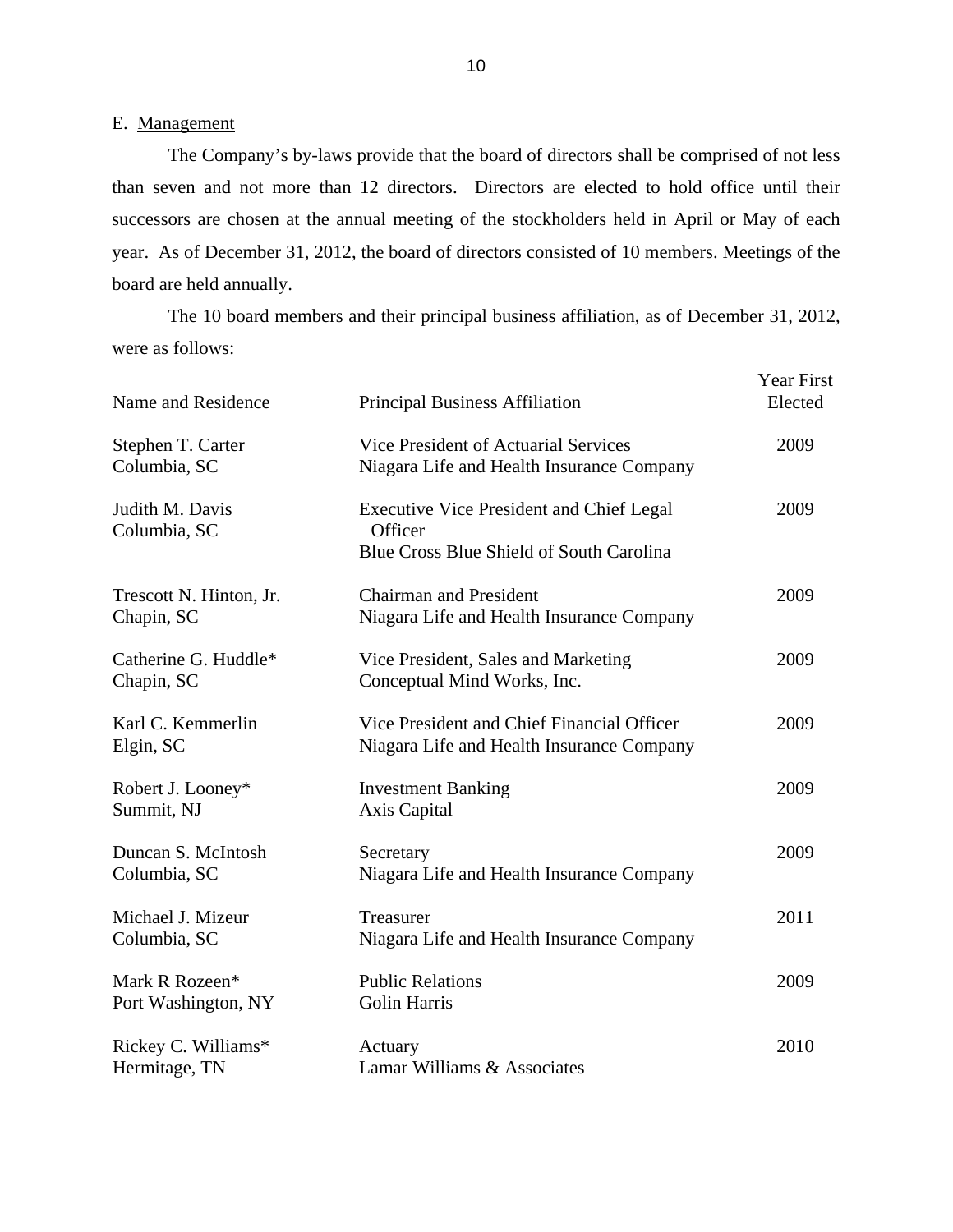E. Management

The Company's by-laws provide that the board of directors shall be comprised of not less than seven and not more than 12 directors. Directors are elected to hold office until their successors are chosen at the annual meeting of the stockholders held in April or May of each year. As of December 31, 2012, the board of directors consisted of 10 members. Meetings of the board are held annually.

The 10 board members and their principal business affiliation, as of December 31, 2012, were as follows:

| Name and Residence | Principal Business Affiliation | Year First Elected |
|---|---|---|
| Stephen T. Carter<br>Columbia, SC | Vice President of Actuarial Services<br>Niagara Life and Health Insurance Company | 2009 |
| Judith M. Davis<br>Columbia, SC | Executive Vice President and Chief Legal Officer<br>Blue Cross Blue Shield of South Carolina | 2009 |
| Trescott N. Hinton, Jr.<br>Chapin, SC | Chairman and President<br>Niagara Life and Health Insurance Company | 2009 |
| Catherine G. Huddle*<br>Chapin, SC | Vice President, Sales and Marketing<br>Conceptual Mind Works, Inc. | 2009 |
| Karl C. Kemmerlin<br>Elgin, SC | Vice President and Chief Financial Officer<br>Niagara Life and Health Insurance Company | 2009 |
| Robert J. Looney*<br>Summit, NJ | Investment Banking<br>Axis Capital | 2009 |
| Duncan S. McIntosh<br>Columbia, SC | Secretary<br>Niagara Life and Health Insurance Company | 2009 |
| Michael J. Mizeur<br>Columbia, SC | Treasurer<br>Niagara Life and Health Insurance Company | 2011 |
| Mark R Rozeen*<br>Port Washington, NY | Public Relations<br>Golin Harris | 2009 |
| Rickey C. Williams*<br>Hermitage, TN | Actuary<br>Lamar Williams & Associates | 2010 |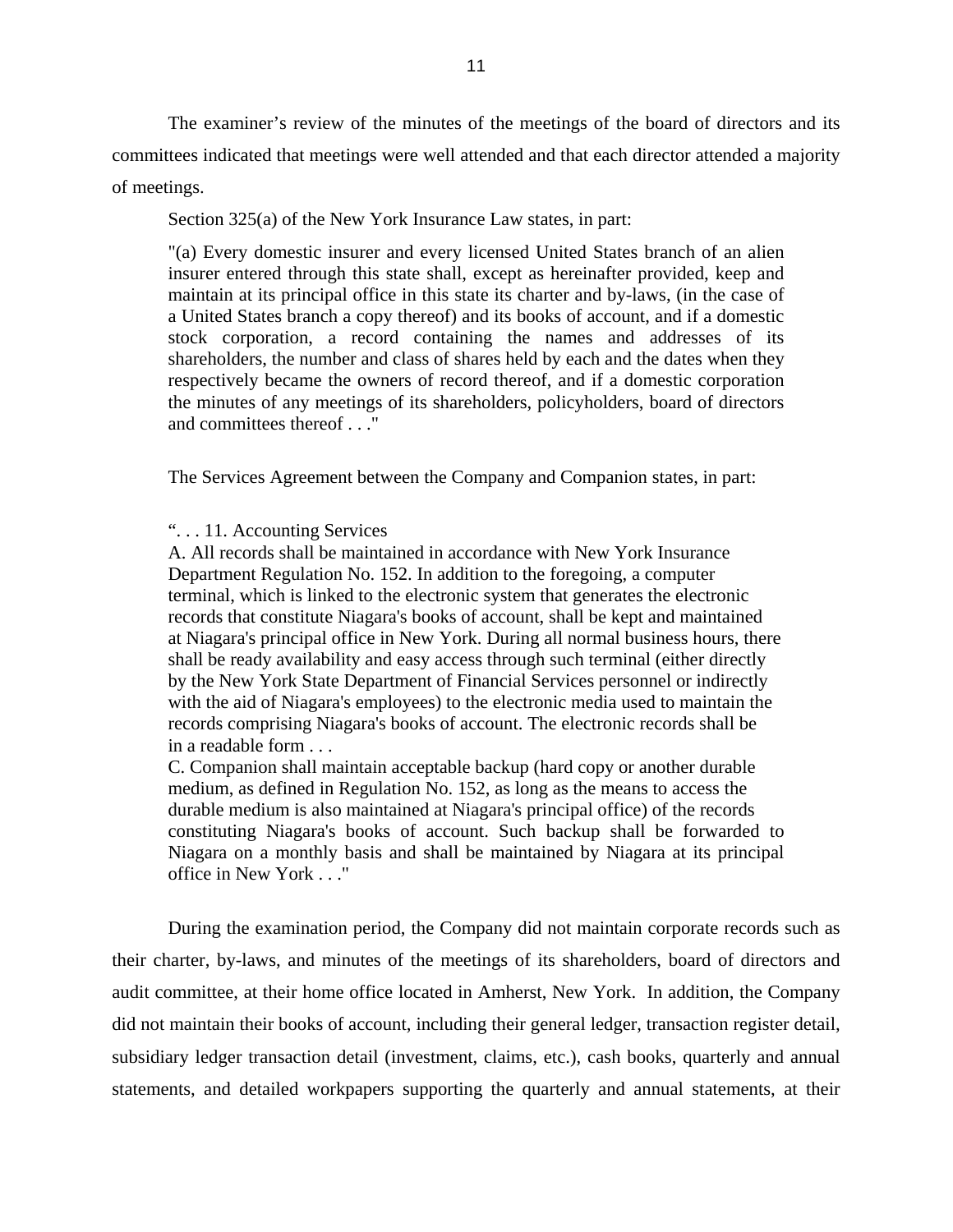The examiner's review of the minutes of the meetings of the board of directors and its committees indicated that meetings were well attended and that each director attended a majority of meetings.

Section 325(a) of the New York Insurance Law states, in part:

> "(a) Every domestic insurer and every licensed United States branch of an alien insurer entered through this state shall, except as hereinafter provided, keep and maintain at its principal office in this state its charter and by-laws, (in the case of a United States branch a copy thereof) and its books of account, and if a domestic stock corporation, a record containing the names and addresses of its shareholders, the number and class of shares held by each and the dates when they respectively became the owners of record thereof, and if a domestic corporation the minutes of any meetings of its shareholders, policyholders, board of directors and committees thereof . . ."

The Services Agreement between the Company and Companion states, in part:

> ". . . 11. Accounting Services
> A. All records shall be maintained in accordance with New York Insurance Department Regulation No. 152. In addition to the foregoing, a computer terminal, which is linked to the electronic system that generates the electronic records that constitute Niagara's books of account, shall be kept and maintained at Niagara's principal office in New York. During all normal business hours, there shall be ready availability and easy access through such terminal (either directly by the New York State Department of Financial Services personnel or indirectly with the aid of Niagara's employees) to the electronic media used to maintain the records comprising Niagara's books of account. The electronic records shall be in a readable form . . .
> C. Companion shall maintain acceptable backup (hard copy or another durable medium, as defined in Regulation No. 152, as long as the means to access the durable medium is also maintained at Niagara's principal office) of the records constituting Niagara's books of account. Such backup shall be forwarded to Niagara on a monthly basis and shall be maintained by Niagara at its principal office in New York . . ."

During the examination period, the Company did not maintain corporate records such as their charter, by-laws, and minutes of the meetings of its shareholders, board of directors and audit committee, at their home office located in Amherst, New York. In addition, the Company did not maintain their books of account, including their general ledger, transaction register detail, subsidiary ledger transaction detail (investment, claims, etc.), cash books, quarterly and annual statements, and detailed workpapers supporting the quarterly and annual statements, at their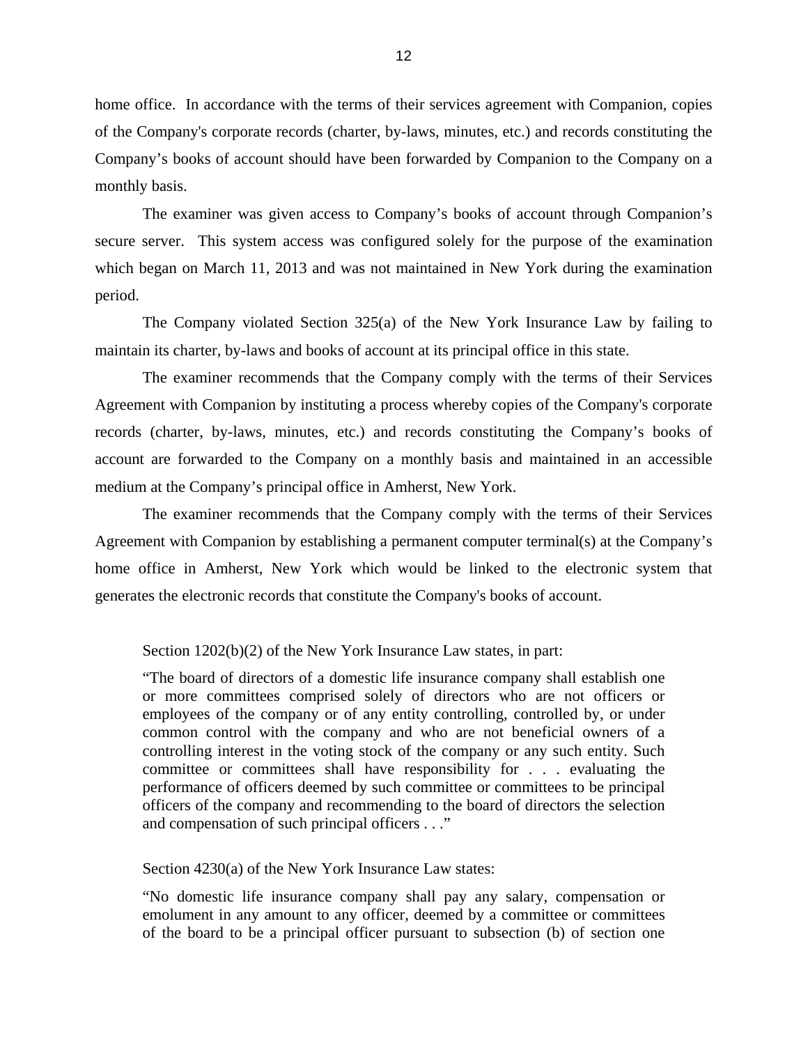home office. In accordance with the terms of their services agreement with Companion, copies of the Company's corporate records (charter, by-laws, minutes, etc.) and records constituting the Company's books of account should have been forwarded by Companion to the Company on a monthly basis.

The examiner was given access to Company's books of account through Companion's secure server. This system access was configured solely for the purpose of the examination which began on March 11, 2013 and was not maintained in New York during the examination period.

The Company violated Section 325(a) of the New York Insurance Law by failing to maintain its charter, by-laws and books of account at its principal office in this state.

The examiner recommends that the Company comply with the terms of their Services Agreement with Companion by instituting a process whereby copies of the Company's corporate records (charter, by-laws, minutes, etc.) and records constituting the Company's books of account are forwarded to the Company on a monthly basis and maintained in an accessible medium at the Company's principal office in Amherst, New York.

The examiner recommends that the Company comply with the terms of their Services Agreement with Companion by establishing a permanent computer terminal(s) at the Company's home office in Amherst, New York which would be linked to the electronic system that generates the electronic records that constitute the Company's books of account.

Section 1202(b)(2) of the New York Insurance Law states, in part:

> "The board of directors of a domestic life insurance company shall establish one or more committees comprised solely of directors who are not officers or employees of the company or of any entity controlling, controlled by, or under common control with the company and who are not beneficial owners of a controlling interest in the voting stock of the company or any such entity. Such committee or committees shall have responsibility for . . . evaluating the performance of officers deemed by such committee or committees to be principal officers of the company and recommending to the board of directors the selection and compensation of such principal officers . . ."

Section 4230(a) of the New York Insurance Law states:

> "No domestic life insurance company shall pay any salary, compensation or emolument in any amount to any officer, deemed by a committee or committees of the board to be a principal officer pursuant to subsection (b) of section one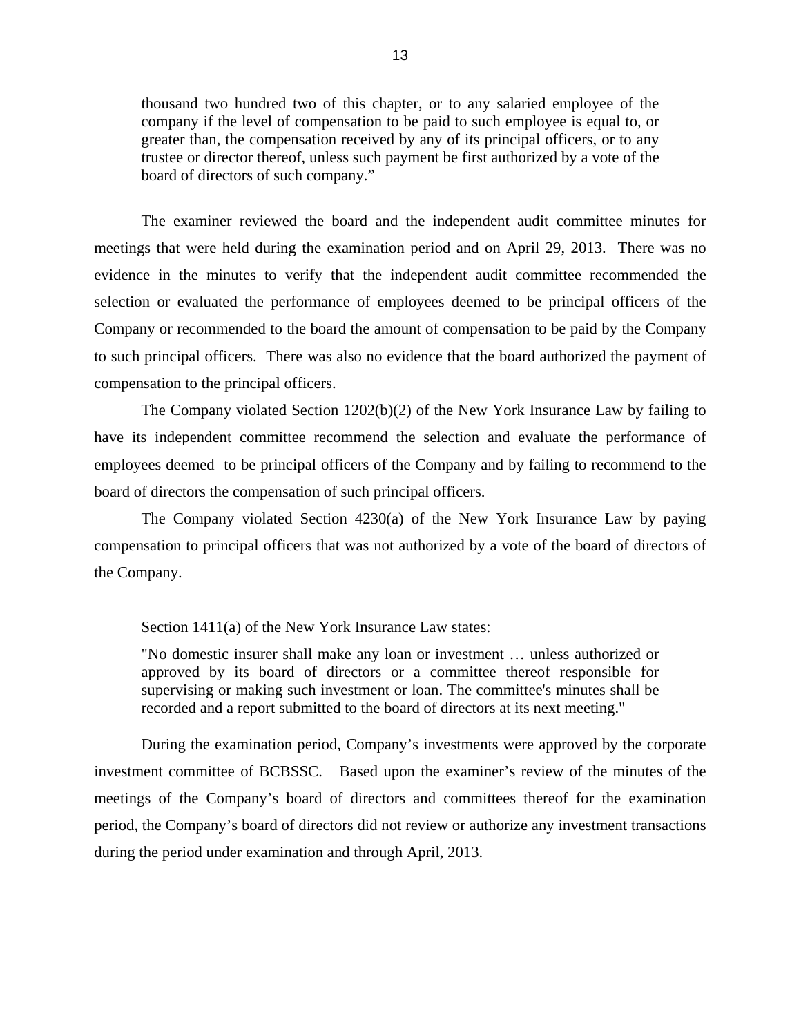> thousand two hundred two of this chapter, or to any salaried employee of the company if the level of compensation to be paid to such employee is equal to, or greater than, the compensation received by any of its principal officers, or to any trustee or director thereof, unless such payment be first authorized by a vote of the board of directors of such company."

The examiner reviewed the board and the independent audit committee minutes for meetings that were held during the examination period and on April 29, 2013. There was no evidence in the minutes to verify that the independent audit committee recommended the selection or evaluated the performance of employees deemed to be principal officers of the Company or recommended to the board the amount of compensation to be paid by the Company to such principal officers. There was also no evidence that the board authorized the payment of compensation to the principal officers.

The Company violated Section 1202(b)(2) of the New York Insurance Law by failing to have its independent committee recommend the selection and evaluate the performance of employees deemed to be principal officers of the Company and by failing to recommend to the board of directors the compensation of such principal officers.

The Company violated Section 4230(a) of the New York Insurance Law by paying compensation to principal officers that was not authorized by a vote of the board of directors of the Company.

Section 1411(a) of the New York Insurance Law states:

> "No domestic insurer shall make any loan or investment … unless authorized or approved by its board of directors or a committee thereof responsible for supervising or making such investment or loan. The committee's minutes shall be recorded and a report submitted to the board of directors at its next meeting."

During the examination period, Company's investments were approved by the corporate investment committee of BCBSSC. Based upon the examiner's review of the minutes of the meetings of the Company's board of directors and committees thereof for the examination period, the Company's board of directors did not review or authorize any investment transactions during the period under examination and through April, 2013.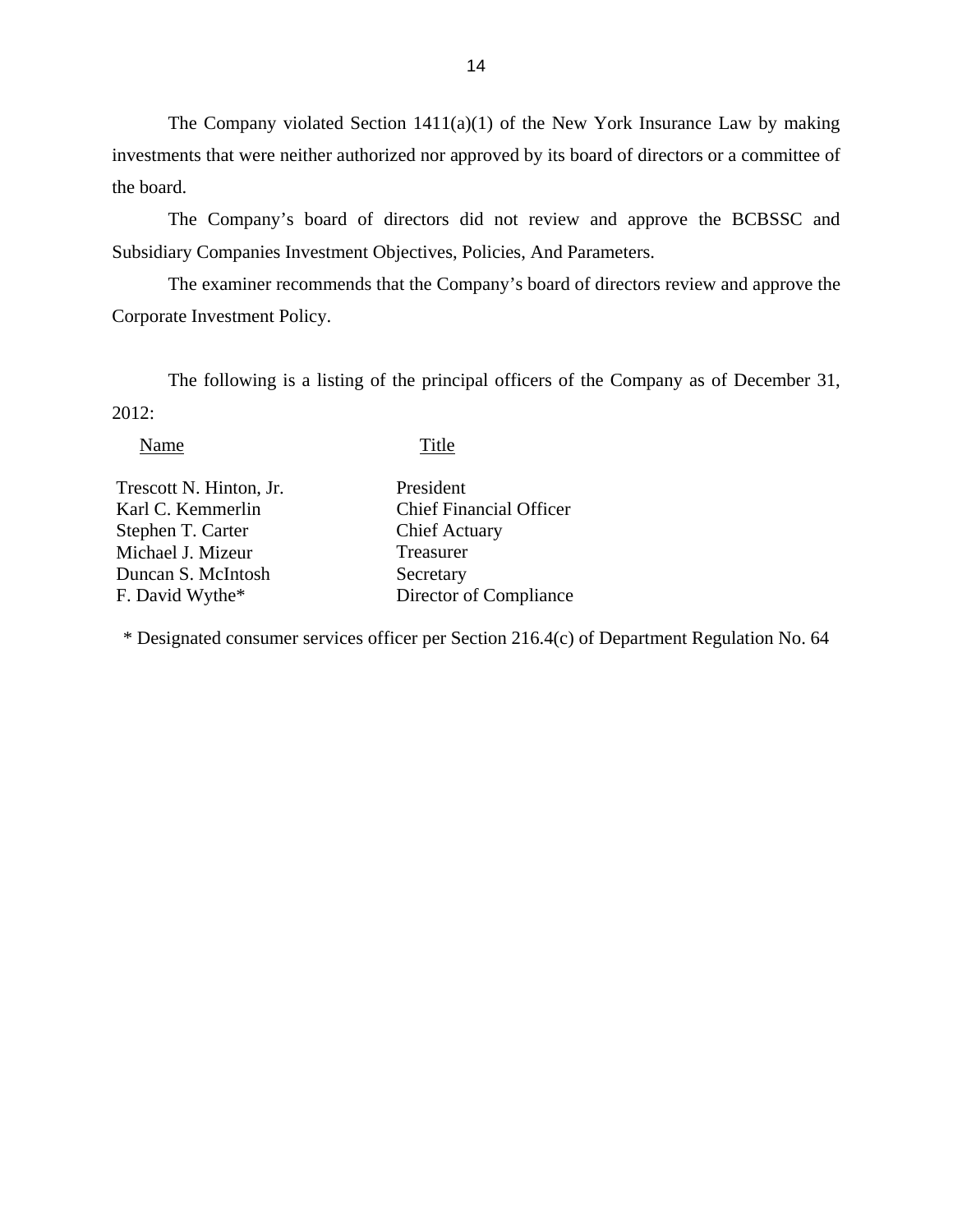The Company violated Section 1411(a)(1) of the New York Insurance Law by making investments that were neither authorized nor approved by its board of directors or a committee of the board.

The Company's board of directors did not review and approve the BCBSSC and Subsidiary Companies Investment Objectives, Policies, And Parameters.

The examiner recommends that the Company's board of directors review and approve the Corporate Investment Policy.

The following is a listing of the principal officers of the Company as of December 31, 2012:

| Name | Title |
|---|---|
| Trescott N. Hinton, Jr. | President |
| Karl C. Kemmerlin | Chief Financial Officer |
| Stephen T. Carter | Chief Actuary |
| Michael J. Mizeur | Treasurer |
| Duncan S. McIntosh | Secretary |
| F. David Wythe* | Director of Compliance |

\* Designated consumer services officer per Section 216.4(c) of Department Regulation No. 64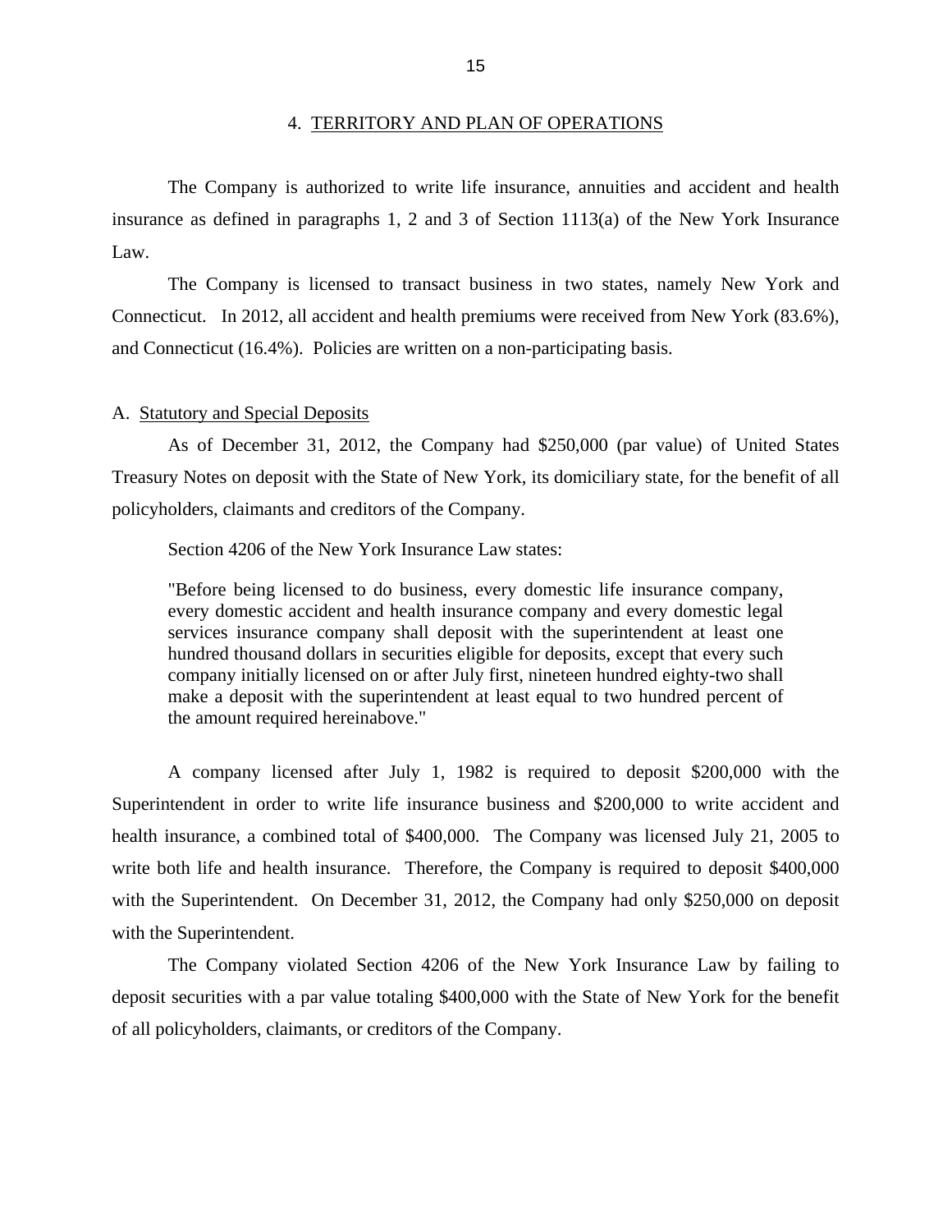## 4. TERRITORY AND PLAN OF OPERATIONS

The Company is authorized to write life insurance, annuities and accident and health insurance as defined in paragraphs 1, 2 and 3 of Section 1113(a) of the New York Insurance Law.

The Company is licensed to transact business in two states, namely New York and Connecticut. In 2012, all accident and health premiums were received from New York (83.6%), and Connecticut (16.4%). Policies are written on a non-participating basis.

### A. Statutory and Special Deposits

As of December 31, 2012, the Company had $250,000 (par value) of United States Treasury Notes on deposit with the State of New York, its domiciliary state, for the benefit of all policyholders, claimants and creditors of the Company.

Section 4206 of the New York Insurance Law states:

> "Before being licensed to do business, every domestic life insurance company, every domestic accident and health insurance company and every domestic legal services insurance company shall deposit with the superintendent at least one hundred thousand dollars in securities eligible for deposits, except that every such company initially licensed on or after July first, nineteen hundred eighty-two shall make a deposit with the superintendent at least equal to two hundred percent of the amount required hereinabove."

A company licensed after July 1, 1982 is required to deposit $200,000 with the Superintendent in order to write life insurance business and $200,000 to write accident and health insurance, a combined total of $400,000. The Company was licensed July 21, 2005 to write both life and health insurance. Therefore, the Company is required to deposit $400,000 with the Superintendent. On December 31, 2012, the Company had only $250,000 on deposit with the Superintendent.

The Company violated Section 4206 of the New York Insurance Law by failing to deposit securities with a par value totaling $400,000 with the State of New York for the benefit of all policyholders, claimants, or creditors of the Company.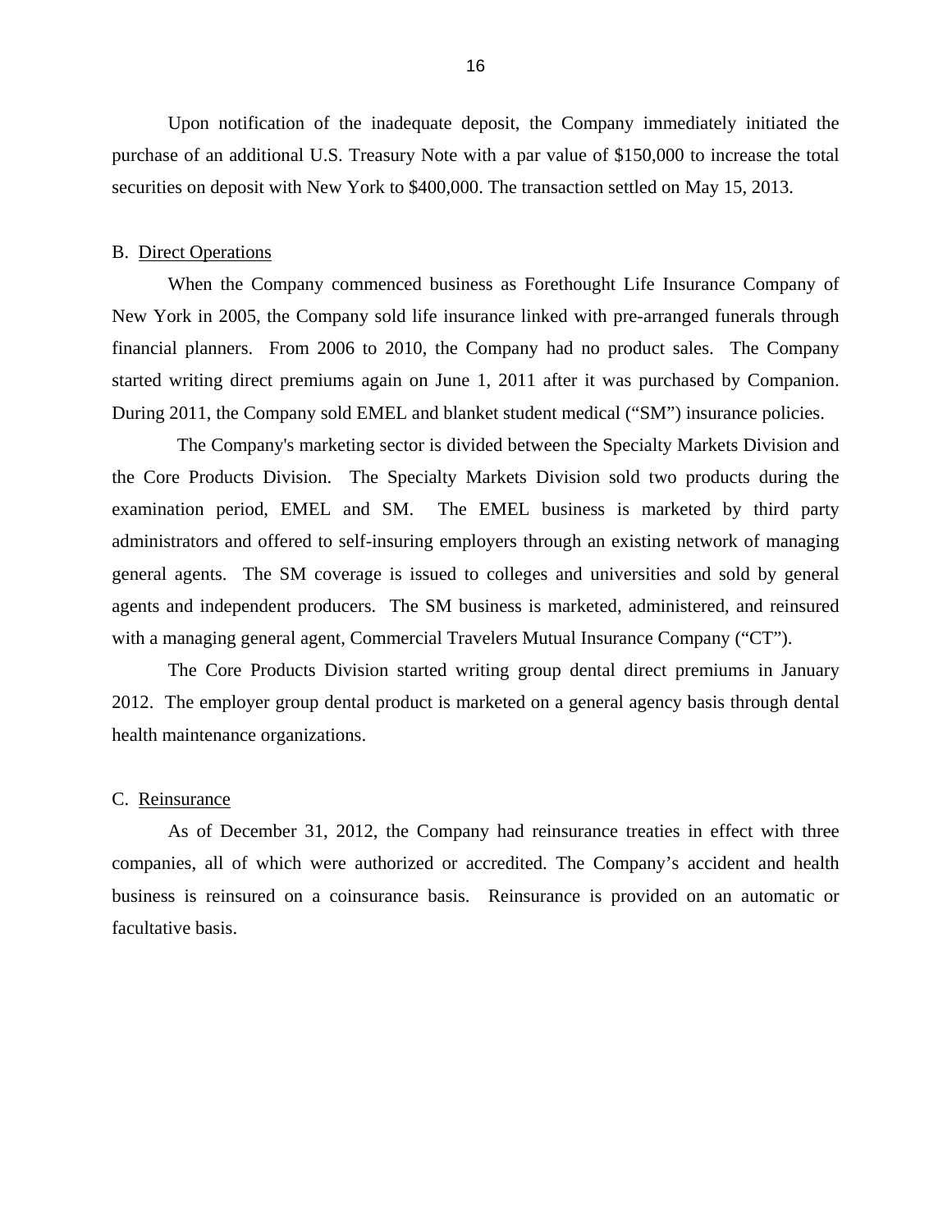Upon notification of the inadequate deposit, the Company immediately initiated the purchase of an additional U.S. Treasury Note with a par value of $150,000 to increase the total securities on deposit with New York to $400,000. The transaction settled on May 15, 2013.

B. Direct Operations

When the Company commenced business as Forethought Life Insurance Company of New York in 2005, the Company sold life insurance linked with pre-arranged funerals through financial planners. From 2006 to 2010, the Company had no product sales. The Company started writing direct premiums again on June 1, 2011 after it was purchased by Companion. During 2011, the Company sold EMEL and blanket student medical ("SM") insurance policies.

The Company's marketing sector is divided between the Specialty Markets Division and the Core Products Division. The Specialty Markets Division sold two products during the examination period, EMEL and SM. The EMEL business is marketed by third party administrators and offered to self-insuring employers through an existing network of managing general agents. The SM coverage is issued to colleges and universities and sold by general agents and independent producers. The SM business is marketed, administered, and reinsured with a managing general agent, Commercial Travelers Mutual Insurance Company ("CT").

The Core Products Division started writing group dental direct premiums in January 2012. The employer group dental product is marketed on a general agency basis through dental health maintenance organizations.

C. Reinsurance

As of December 31, 2012, the Company had reinsurance treaties in effect with three companies, all of which were authorized or accredited. The Company's accident and health business is reinsured on a coinsurance basis. Reinsurance is provided on an automatic or facultative basis.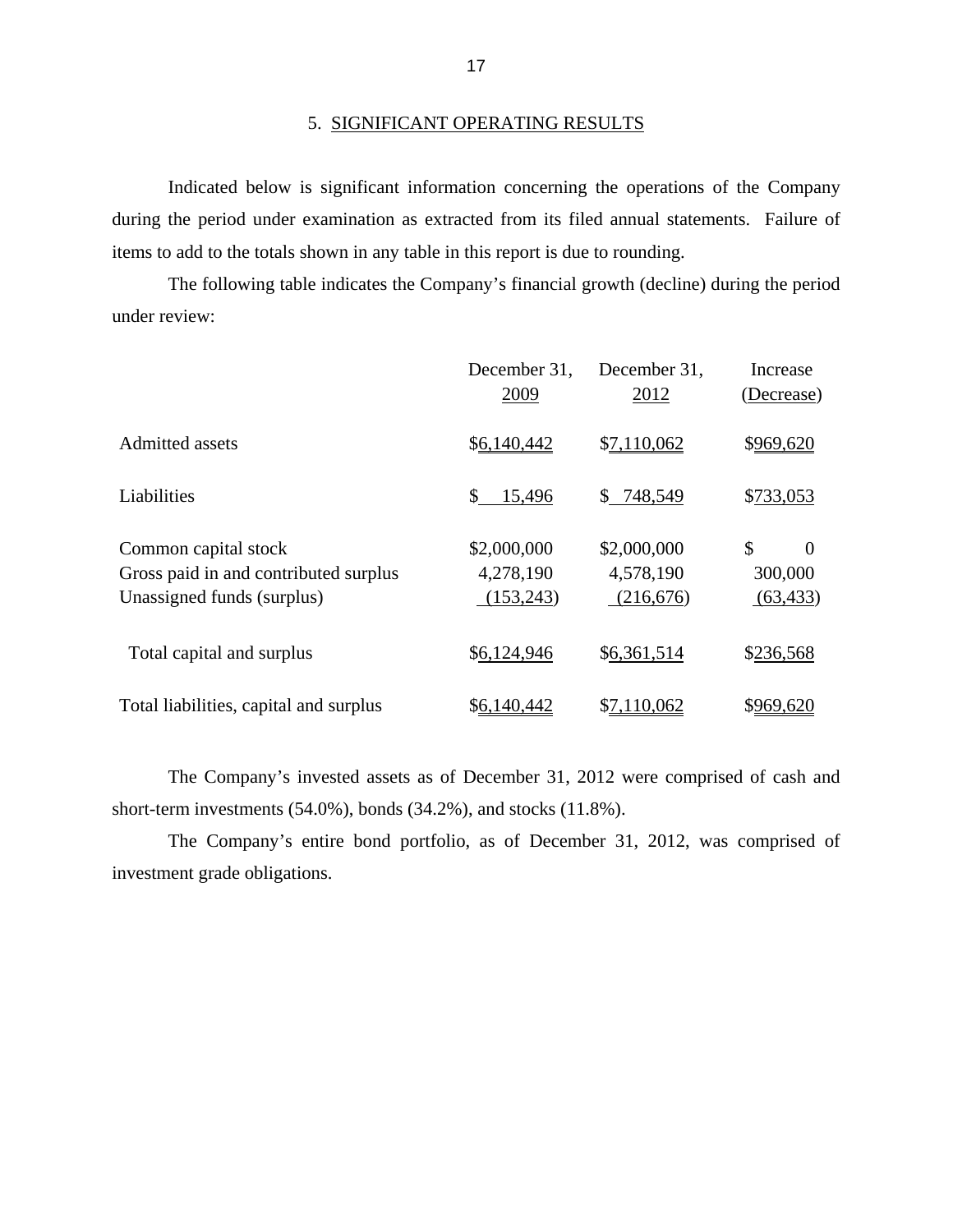## 5. SIGNIFICANT OPERATING RESULTS

Indicated below is significant information concerning the operations of the Company during the period under examination as extracted from its filed annual statements. Failure of items to add to the totals shown in any table in this report is due to rounding.

The following table indicates the Company's financial growth (decline) during the period under review:

| | December 31, 2009 | December 31, 2012 | Increase (Decrease) |
|---|---|---|---|
| Admitted assets | $6,140,442 | $7,110,062 | $969,620 |
| Liabilities | $ 15,496 | $ 748,549 | $733,053 |
| Common capital stock | $2,000,000 | $2,000,000 | $ 0 |
| Gross paid in and contributed surplus | 4,278,190 | 4,578,190 | 300,000 |
| Unassigned funds (surplus) | (153,243) | (216,676) | (63,433) |
| Total capital and surplus | $6,124,946 | $6,361,514 | $236,568 |
| Total liabilities, capital and surplus | $6,140,442 | $7,110,062 | $969,620 |

The Company's invested assets as of December 31, 2012 were comprised of cash and short-term investments (54.0%), bonds (34.2%), and stocks (11.8%).

The Company's entire bond portfolio, as of December 31, 2012, was comprised of investment grade obligations.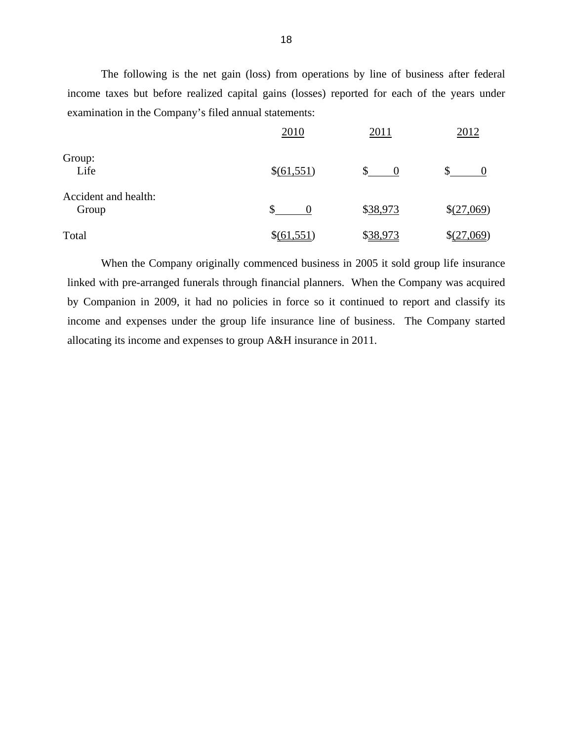The following is the net gain (loss) from operations by line of business after federal income taxes but before realized capital gains (losses) reported for each of the years under examination in the Company's filed annual statements:

| | 2010 | 2011 | 2012 |
|---|---|---|---|
| Group: | | | |
| Life | $(61,551) | $ 0 | $ 0 |
| Accident and health: | | | |
| Group | $ 0 | $38,973 | $(27,069) |
| Total | $(61,551) | $38,973 | $(27,069) |

When the Company originally commenced business in 2005 it sold group life insurance linked with pre-arranged funerals through financial planners. When the Company was acquired by Companion in 2009, it had no policies in force so it continued to report and classify its income and expenses under the group life insurance line of business. The Company started allocating its income and expenses to group A&H insurance in 2011.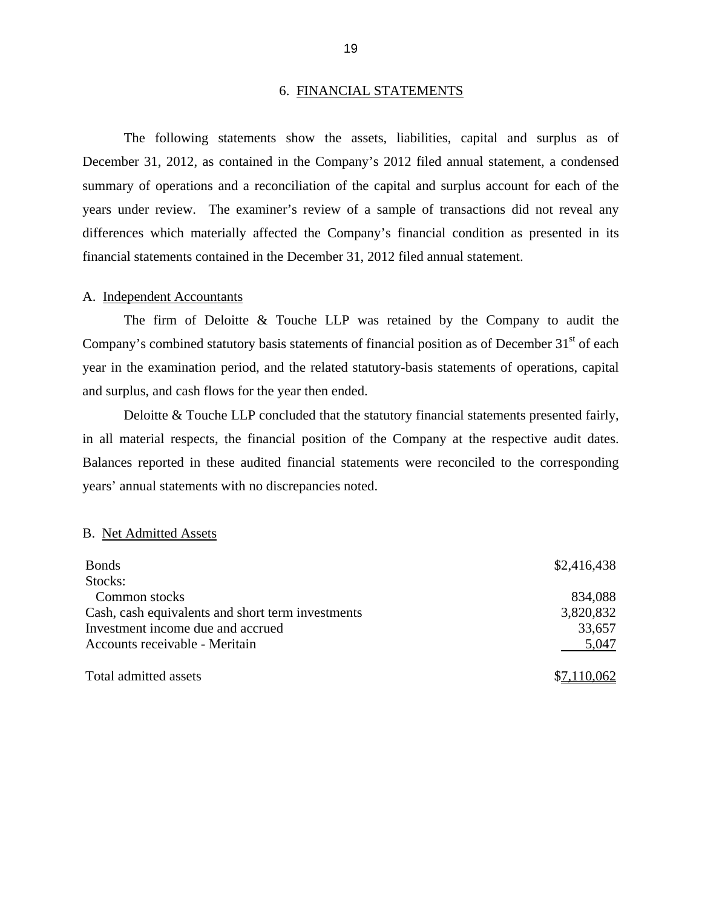## 6. FINANCIAL STATEMENTS

The following statements show the assets, liabilities, capital and surplus as of December 31, 2012, as contained in the Company's 2012 filed annual statement, a condensed summary of operations and a reconciliation of the capital and surplus account for each of the years under review. The examiner's review of a sample of transactions did not reveal any differences which materially affected the Company's financial condition as presented in its financial statements contained in the December 31, 2012 filed annual statement.

### A. Independent Accountants

The firm of Deloitte & Touche LLP was retained by the Company to audit the Company's combined statutory basis statements of financial position as of December 31st of each year in the examination period, and the related statutory-basis statements of operations, capital and surplus, and cash flows for the year then ended.

Deloitte & Touche LLP concluded that the statutory financial statements presented fairly, in all material respects, the financial position of the Company at the respective audit dates. Balances reported in these audited financial statements were reconciled to the corresponding years' annual statements with no discrepancies noted.

### B. Net Admitted Assets

| | |
|---|---|
| Bonds | $2,416,438 |
| Stocks: | |
| Common stocks | 834,088 |
| Cash, cash equivalents and short term investments | 3,820,832 |
| Investment income due and accrued | 33,657 |
| Accounts receivable - Meritain | 5,047 |
| Total admitted assets | $7,110,062 |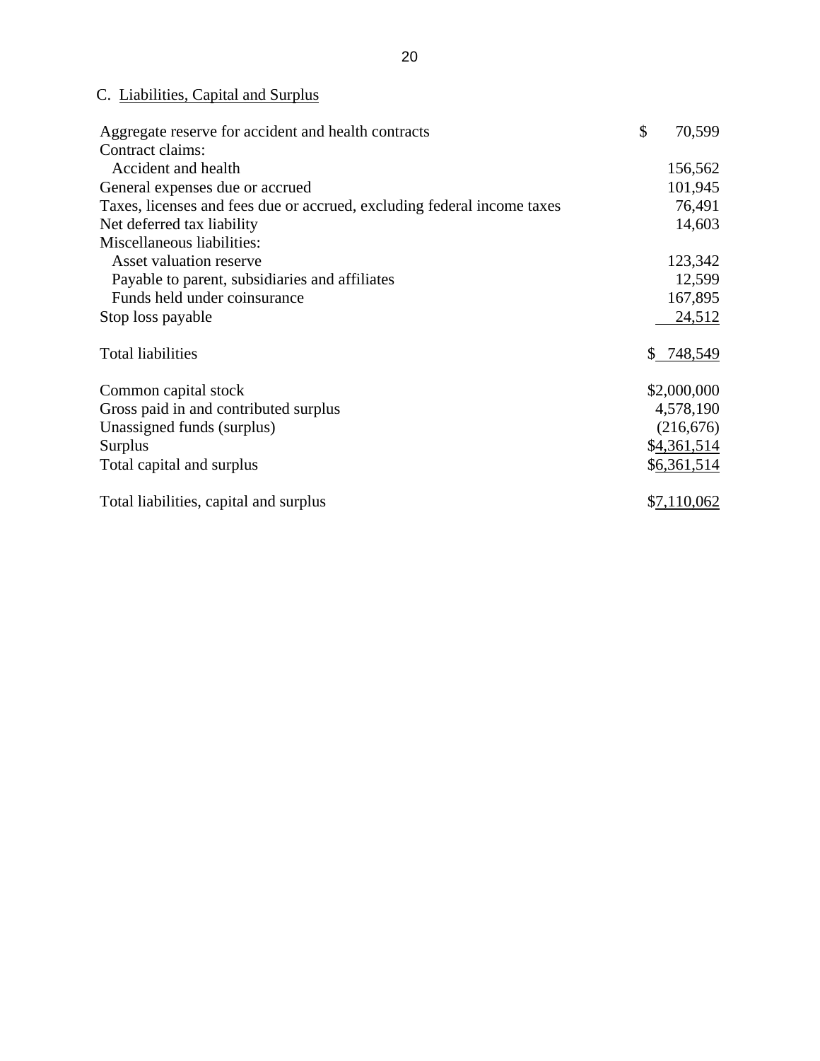C. Liabilities, Capital and Surplus

| | |
|---|---|
| Aggregate reserve for accident and health contracts | $ 70,599 |
| Contract claims: | |
| Accident and health | 156,562 |
| General expenses due or accrued | 101,945 |
| Taxes, licenses and fees due or accrued, excluding federal income taxes | 76,491 |
| Net deferred tax liability | 14,603 |
| Miscellaneous liabilities: | |
| Asset valuation reserve | 123,342 |
| Payable to parent, subsidiaries and affiliates | 12,599 |
| Funds held under coinsurance | 167,895 |
| Stop loss payable | 24,512 |
| Total liabilities | $ 748,549 |
| Common capital stock | $2,000,000 |
| Gross paid in and contributed surplus | 4,578,190 |
| Unassigned funds (surplus) | (216,676) |
| Surplus | $4,361,514 |
| Total capital and surplus | $6,361,514 |
| Total liabilities, capital and surplus | $7,110,062 |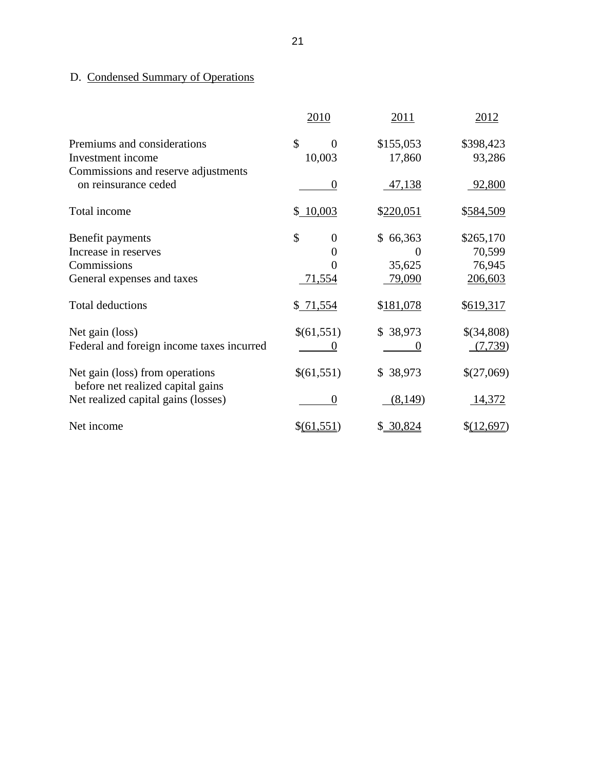D. Condensed Summary of Operations

| | 2010 | 2011 | 2012 |
|---|---|---|---|
| Premiums and considerations | $ 0 | $155,053 | $398,423 |
| Investment income | 10,003 | 17,860 | 93,286 |
| Commissions and reserve adjustments on reinsurance ceded | 0 | 47,138 | 92,800 |
| Total income | $ 10,003 | $220,051 | $584,509 |
| Benefit payments | $ 0 | $ 66,363 | $265,170 |
| Increase in reserves | 0 | 0 | 70,599 |
| Commissions | 0 | 35,625 | 76,945 |
| General expenses and taxes | 71,554 | 79,090 | 206,603 |
| Total deductions | $ 71,554 | $181,078 | $619,317 |
| Net gain (loss) | $(61,551) | $ 38,973 | $(34,808) |
| Federal and foreign income taxes incurred | 0 | 0 | (7,739) |
| Net gain (loss) from operations before net realized capital gains | $(61,551) | $ 38,973 | $(27,069) |
| Net realized capital gains (losses) | 0 | (8,149) | 14,372 |
| Net income | $(61,551) | $ 30,824 | $(12,697) |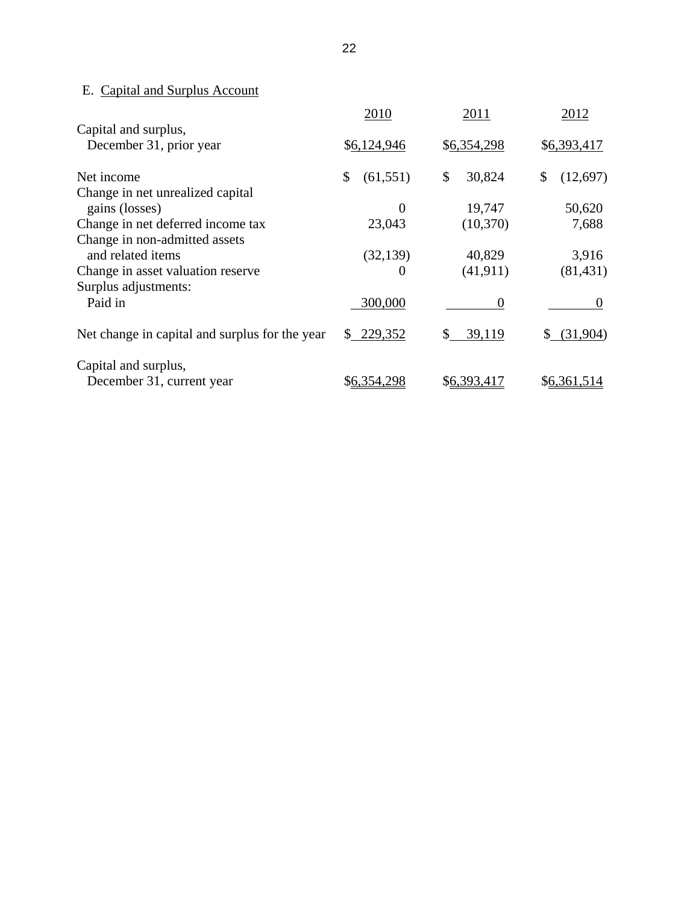E. Capital and Surplus Account

| | 2010 | 2011 | 2012 |
|---|---|---|---|
| Capital and surplus,<br>December 31, prior year | $6,124,946 | $6,354,298 | $6,393,417 |
| Net income | $ (61,551) | $ 30,824 | $ (12,697) |
| Change in net unrealized capital gains (losses) | 0 | 19,747 | 50,620 |
| Change in net deferred income tax | 23,043 | (10,370) | 7,688 |
| Change in non-admitted assets and related items | (32,139) | 40,829 | 3,916 |
| Change in asset valuation reserve | 0 | (41,911) | (81,431) |
| Surplus adjustments: | | | |
| Paid in | 300,000 | 0 | 0 |
| Net change in capital and surplus for the year | $ 229,352 | $ 39,119 | $ (31,904) |
| Capital and surplus,<br>December 31, current year | $6,354,298 | $6,393,417 | $6,361,514 |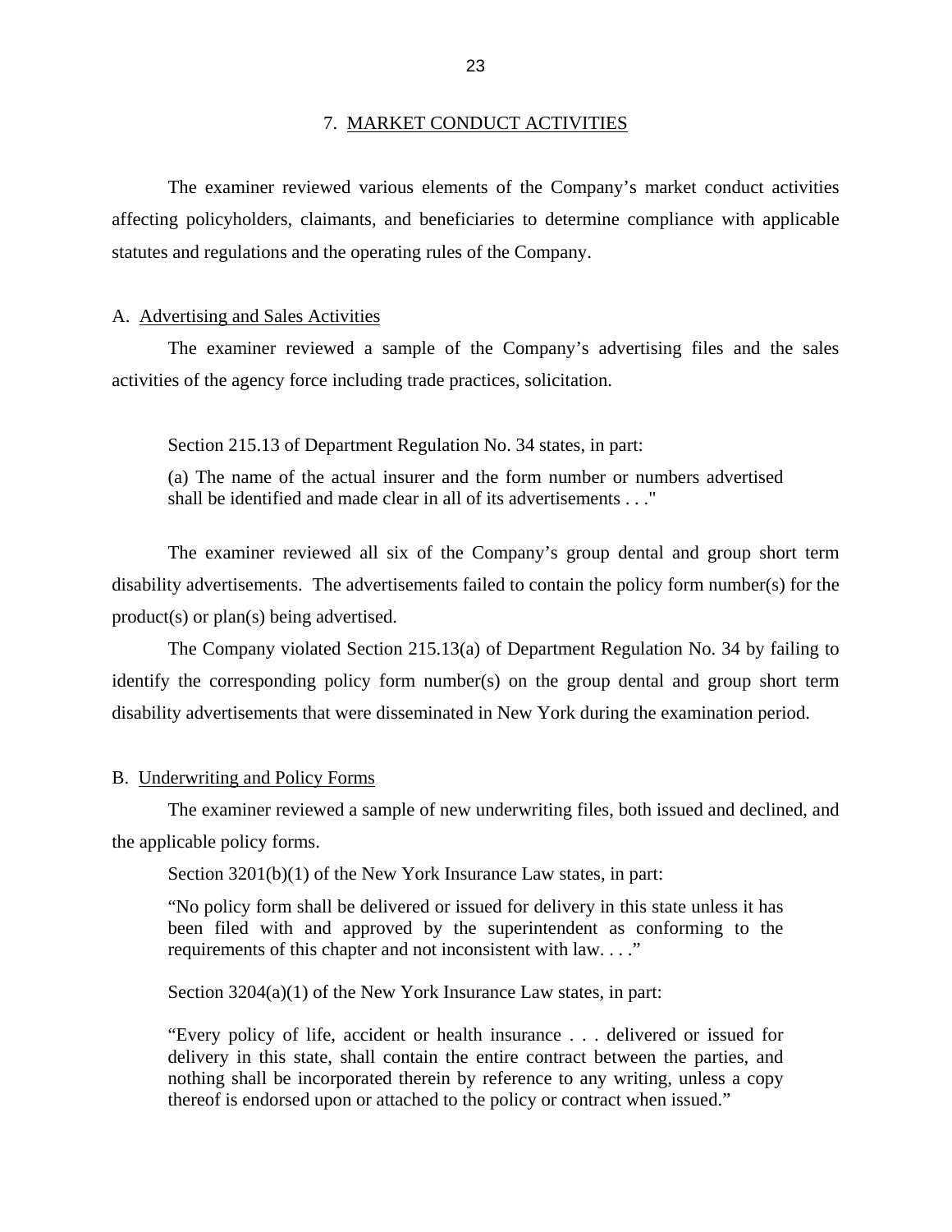## 7. MARKET CONDUCT ACTIVITIES

The examiner reviewed various elements of the Company's market conduct activities affecting policyholders, claimants, and beneficiaries to determine compliance with applicable statutes and regulations and the operating rules of the Company.

### A. Advertising and Sales Activities

The examiner reviewed a sample of the Company's advertising files and the sales activities of the agency force including trade practices, solicitation.

Section 215.13 of Department Regulation No. 34 states, in part:

> (a) The name of the actual insurer and the form number or numbers advertised shall be identified and made clear in all of its advertisements . . ."

The examiner reviewed all six of the Company's group dental and group short term disability advertisements. The advertisements failed to contain the policy form number(s) for the product(s) or plan(s) being advertised.

The Company violated Section 215.13(a) of Department Regulation No. 34 by failing to identify the corresponding policy form number(s) on the group dental and group short term disability advertisements that were disseminated in New York during the examination period.

### B. Underwriting and Policy Forms

The examiner reviewed a sample of new underwriting files, both issued and declined, and the applicable policy forms.

Section 3201(b)(1) of the New York Insurance Law states, in part:

> "No policy form shall be delivered or issued for delivery in this state unless it has been filed with and approved by the superintendent as conforming to the requirements of this chapter and not inconsistent with law. . . ."

Section 3204(a)(1) of the New York Insurance Law states, in part:

> "Every policy of life, accident or health insurance . . . delivered or issued for delivery in this state, shall contain the entire contract between the parties, and nothing shall be incorporated therein by reference to any writing, unless a copy thereof is endorsed upon or attached to the policy or contract when issued."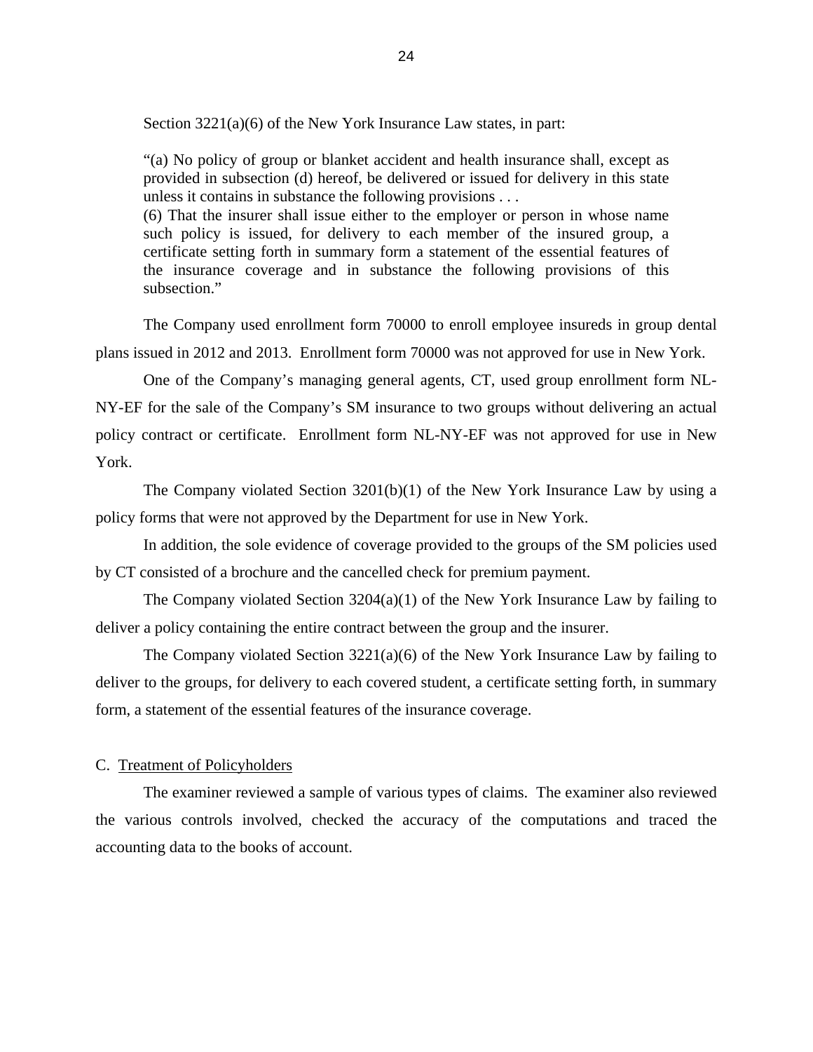Section 3221(a)(6) of the New York Insurance Law states, in part:

> "(a) No policy of group or blanket accident and health insurance shall, except as provided in subsection (d) hereof, be delivered or issued for delivery in this state unless it contains in substance the following provisions . . .
> (6) That the insurer shall issue either to the employer or person in whose name such policy is issued, for delivery to each member of the insured group, a certificate setting forth in summary form a statement of the essential features of the insurance coverage and in substance the following provisions of this subsection."

The Company used enrollment form 70000 to enroll employee insureds in group dental plans issued in 2012 and 2013. Enrollment form 70000 was not approved for use in New York.

One of the Company's managing general agents, CT, used group enrollment form NL-NY-EF for the sale of the Company's SM insurance to two groups without delivering an actual policy contract or certificate. Enrollment form NL-NY-EF was not approved for use in New York.

The Company violated Section 3201(b)(1) of the New York Insurance Law by using a policy forms that were not approved by the Department for use in New York.

In addition, the sole evidence of coverage provided to the groups of the SM policies used by CT consisted of a brochure and the cancelled check for premium payment.

The Company violated Section 3204(a)(1) of the New York Insurance Law by failing to deliver a policy containing the entire contract between the group and the insurer.

The Company violated Section 3221(a)(6) of the New York Insurance Law by failing to deliver to the groups, for delivery to each covered student, a certificate setting forth, in summary form, a statement of the essential features of the insurance coverage.

## C. Treatment of Policyholders

The examiner reviewed a sample of various types of claims. The examiner also reviewed the various controls involved, checked the accuracy of the computations and traced the accounting data to the books of account.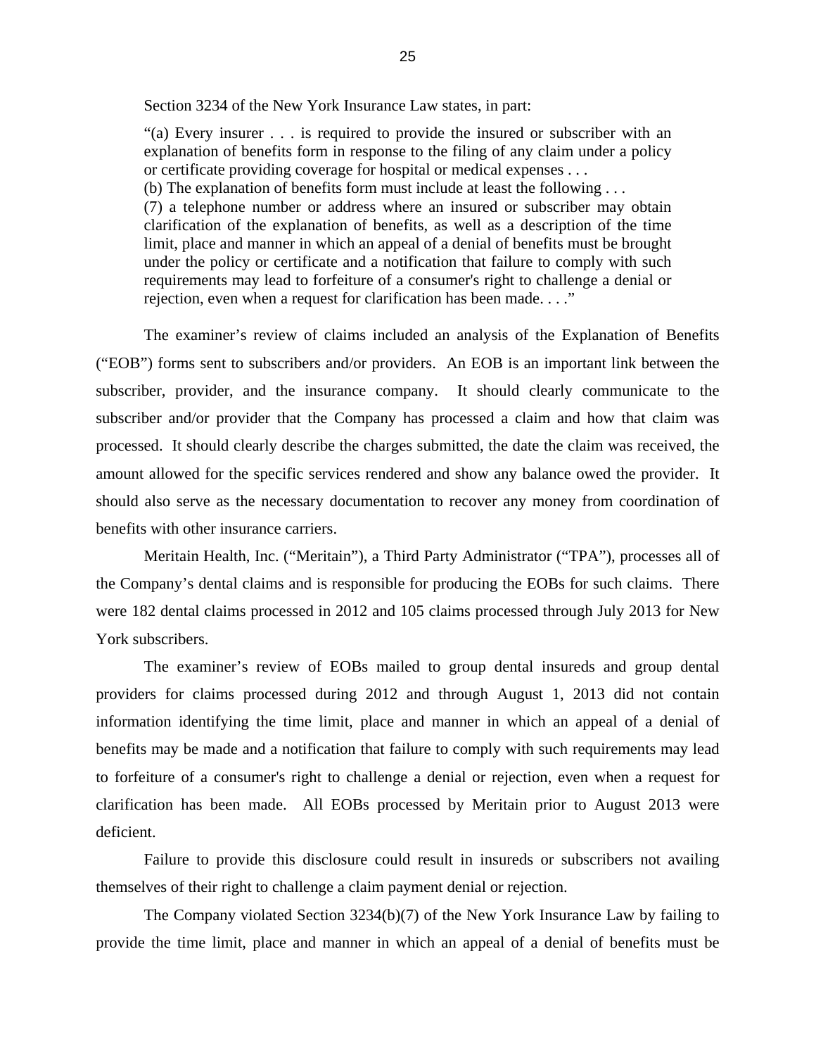Section 3234 of the New York Insurance Law states, in part:

> "(a) Every insurer . . . is required to provide the insured or subscriber with an explanation of benefits form in response to the filing of any claim under a policy or certificate providing coverage for hospital or medical expenses . . .
>
> (b) The explanation of benefits form must include at least the following . . .
>
> (7) a telephone number or address where an insured or subscriber may obtain clarification of the explanation of benefits, as well as a description of the time limit, place and manner in which an appeal of a denial of benefits must be brought under the policy or certificate and a notification that failure to comply with such requirements may lead to forfeiture of a consumer's right to challenge a denial or rejection, even when a request for clarification has been made. . . ."

The examiner's review of claims included an analysis of the Explanation of Benefits ("EOB") forms sent to subscribers and/or providers. An EOB is an important link between the subscriber, provider, and the insurance company. It should clearly communicate to the subscriber and/or provider that the Company has processed a claim and how that claim was processed. It should clearly describe the charges submitted, the date the claim was received, the amount allowed for the specific services rendered and show any balance owed the provider. It should also serve as the necessary documentation to recover any money from coordination of benefits with other insurance carriers.

Meritain Health, Inc. ("Meritain"), a Third Party Administrator ("TPA"), processes all of the Company's dental claims and is responsible for producing the EOBs for such claims. There were 182 dental claims processed in 2012 and 105 claims processed through July 2013 for New York subscribers.

The examiner's review of EOBs mailed to group dental insureds and group dental providers for claims processed during 2012 and through August 1, 2013 did not contain information identifying the time limit, place and manner in which an appeal of a denial of benefits may be made and a notification that failure to comply with such requirements may lead to forfeiture of a consumer's right to challenge a denial or rejection, even when a request for clarification has been made. All EOBs processed by Meritain prior to August 2013 were deficient.

Failure to provide this disclosure could result in insureds or subscribers not availing themselves of their right to challenge a claim payment denial or rejection.

The Company violated Section 3234(b)(7) of the New York Insurance Law by failing to provide the time limit, place and manner in which an appeal of a denial of benefits must be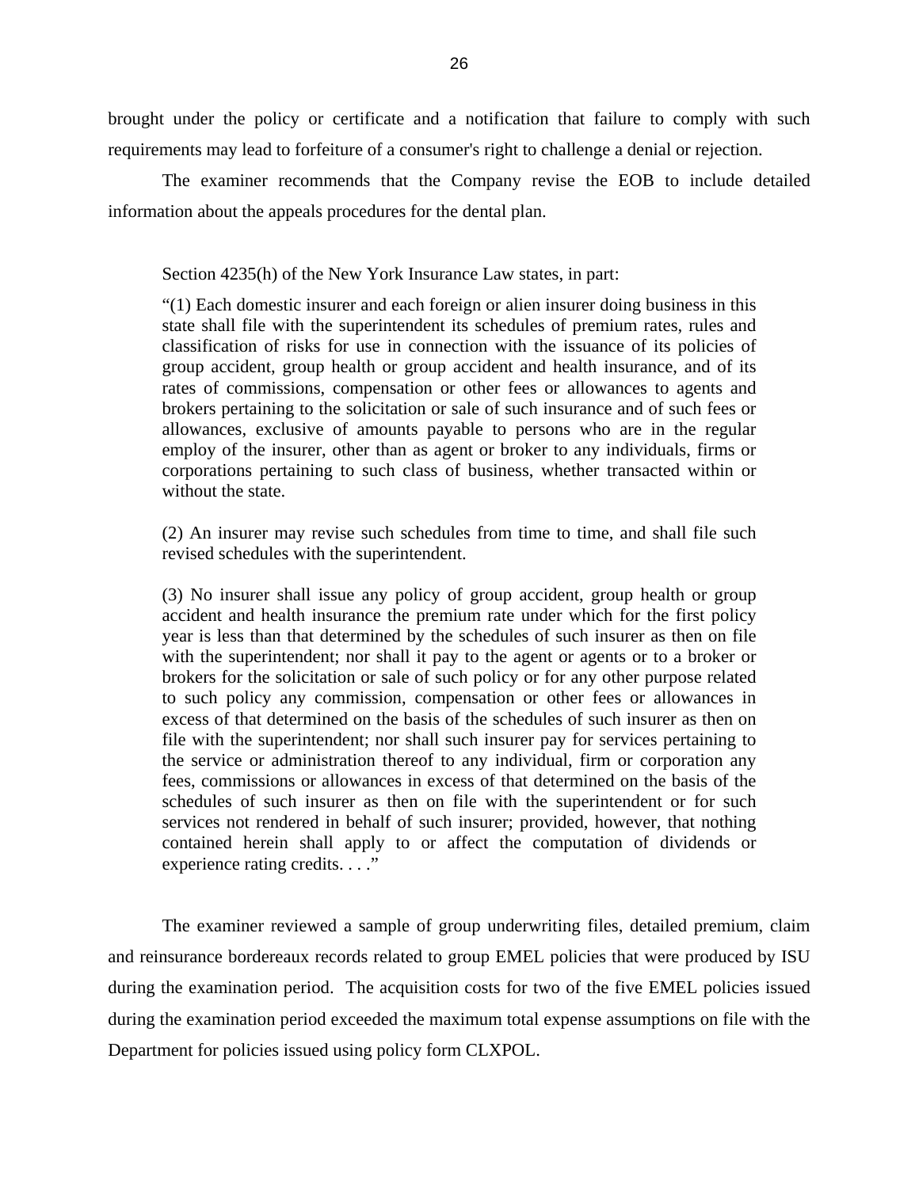brought under the policy or certificate and a notification that failure to comply with such requirements may lead to forfeiture of a consumer's right to challenge a denial or rejection.

The examiner recommends that the Company revise the EOB to include detailed information about the appeals procedures for the dental plan.

Section 4235(h) of the New York Insurance Law states, in part:

> "(1) Each domestic insurer and each foreign or alien insurer doing business in this state shall file with the superintendent its schedules of premium rates, rules and classification of risks for use in connection with the issuance of its policies of group accident, group health or group accident and health insurance, and of its rates of commissions, compensation or other fees or allowances to agents and brokers pertaining to the solicitation or sale of such insurance and of such fees or allowances, exclusive of amounts payable to persons who are in the regular employ of the insurer, other than as agent or broker to any individuals, firms or corporations pertaining to such class of business, whether transacted within or without the state.
>
> (2) An insurer may revise such schedules from time to time, and shall file such revised schedules with the superintendent.
>
> (3) No insurer shall issue any policy of group accident, group health or group accident and health insurance the premium rate under which for the first policy year is less than that determined by the schedules of such insurer as then on file with the superintendent; nor shall it pay to the agent or agents or to a broker or brokers for the solicitation or sale of such policy or for any other purpose related to such policy any commission, compensation or other fees or allowances in excess of that determined on the basis of the schedules of such insurer as then on file with the superintendent; nor shall such insurer pay for services pertaining to the service or administration thereof to any individual, firm or corporation any fees, commissions or allowances in excess of that determined on the basis of the schedules of such insurer as then on file with the superintendent or for such services not rendered in behalf of such insurer; provided, however, that nothing contained herein shall apply to or affect the computation of dividends or experience rating credits. . . ."

The examiner reviewed a sample of group underwriting files, detailed premium, claim and reinsurance bordereaux records related to group EMEL policies that were produced by ISU during the examination period. The acquisition costs for two of the five EMEL policies issued during the examination period exceeded the maximum total expense assumptions on file with the Department for policies issued using policy form CLXPOL.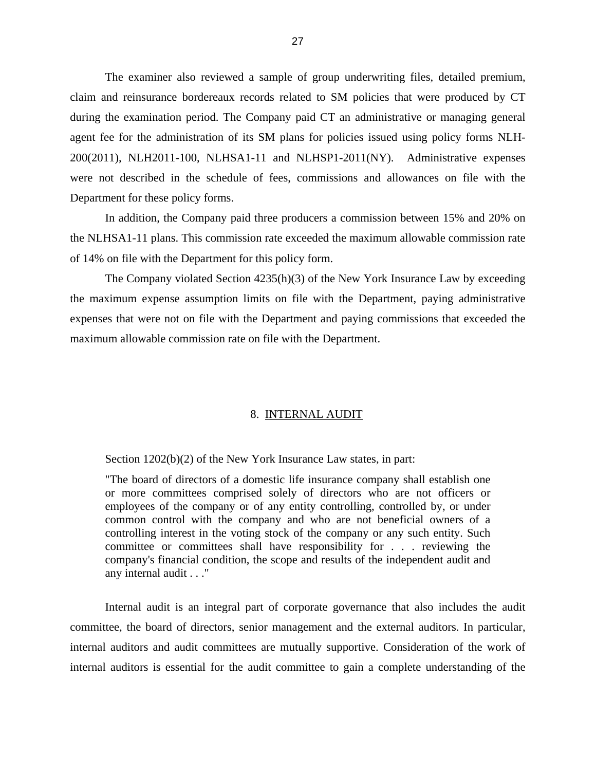The examiner also reviewed a sample of group underwriting files, detailed premium, claim and reinsurance bordereaux records related to SM policies that were produced by CT during the examination period. The Company paid CT an administrative or managing general agent fee for the administration of its SM plans for policies issued using policy forms NLH-200(2011), NLH2011-100, NLHSA1-11 and NLHSP1-2011(NY). Administrative expenses were not described in the schedule of fees, commissions and allowances on file with the Department for these policy forms.

In addition, the Company paid three producers a commission between 15% and 20% on the NLHSA1-11 plans. This commission rate exceeded the maximum allowable commission rate of 14% on file with the Department for this policy form.

The Company violated Section 4235(h)(3) of the New York Insurance Law by exceeding the maximum expense assumption limits on file with the Department, paying administrative expenses that were not on file with the Department and paying commissions that exceeded the maximum allowable commission rate on file with the Department.

## 8. INTERNAL AUDIT

Section 1202(b)(2) of the New York Insurance Law states, in part:

> "The board of directors of a domestic life insurance company shall establish one or more committees comprised solely of directors who are not officers or employees of the company or of any entity controlling, controlled by, or under common control with the company and who are not beneficial owners of a controlling interest in the voting stock of the company or any such entity. Such committee or committees shall have responsibility for . . . reviewing the company's financial condition, the scope and results of the independent audit and any internal audit . . ."

Internal audit is an integral part of corporate governance that also includes the audit committee, the board of directors, senior management and the external auditors. In particular, internal auditors and audit committees are mutually supportive. Consideration of the work of internal auditors is essential for the audit committee to gain a complete understanding of the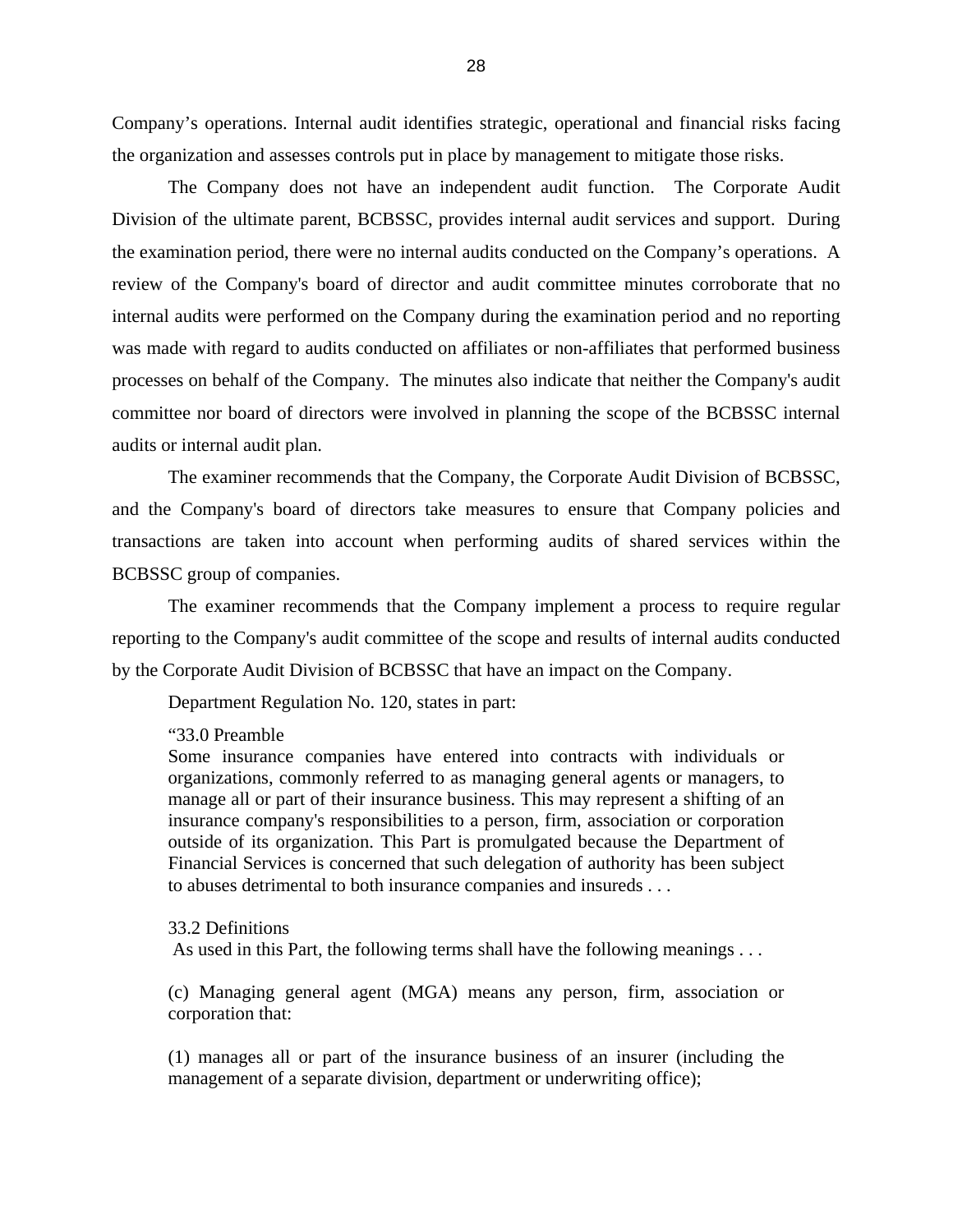Company's operations. Internal audit identifies strategic, operational and financial risks facing the organization and assesses controls put in place by management to mitigate those risks.

The Company does not have an independent audit function. The Corporate Audit Division of the ultimate parent, BCBSSC, provides internal audit services and support. During the examination period, there were no internal audits conducted on the Company's operations. A review of the Company's board of director and audit committee minutes corroborate that no internal audits were performed on the Company during the examination period and no reporting was made with regard to audits conducted on affiliates or non-affiliates that performed business processes on behalf of the Company. The minutes also indicate that neither the Company's audit committee nor board of directors were involved in planning the scope of the BCBSSC internal audits or internal audit plan.

The examiner recommends that the Company, the Corporate Audit Division of BCBSSC, and the Company's board of directors take measures to ensure that Company policies and transactions are taken into account when performing audits of shared services within the BCBSSC group of companies.

The examiner recommends that the Company implement a process to require regular reporting to the Company's audit committee of the scope and results of internal audits conducted by the Corporate Audit Division of BCBSSC that have an impact on the Company.

Department Regulation No. 120, states in part:

> "33.0 Preamble
> Some insurance companies have entered into contracts with individuals or organizations, commonly referred to as managing general agents or managers, to manage all or part of their insurance business. This may represent a shifting of an insurance company's responsibilities to a person, firm, association or corporation outside of its organization. This Part is promulgated because the Department of Financial Services is concerned that such delegation of authority has been subject to abuses detrimental to both insurance companies and insureds . . .
>
> 33.2 Definitions
> As used in this Part, the following terms shall have the following meanings . . .
>
> (c) Managing general agent (MGA) means any person, firm, association or corporation that:
>
> (1) manages all or part of the insurance business of an insurer (including the management of a separate division, department or underwriting office);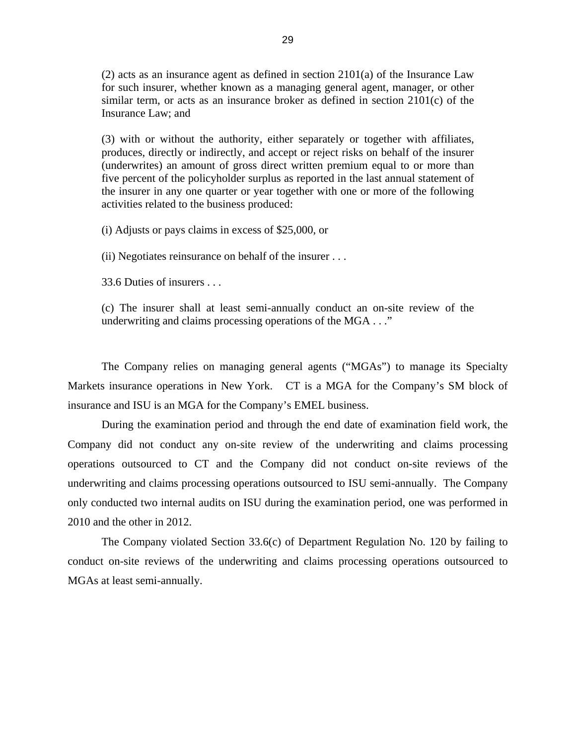> (2) acts as an insurance agent as defined in section 2101(a) of the Insurance Law for such insurer, whether known as a managing general agent, manager, or other similar term, or acts as an insurance broker as defined in section 2101(c) of the Insurance Law; and
>
> (3) with or without the authority, either separately or together with affiliates, produces, directly or indirectly, and accept or reject risks on behalf of the insurer (underwrites) an amount of gross direct written premium equal to or more than five percent of the policyholder surplus as reported in the last annual statement of the insurer in any one quarter or year together with one or more of the following activities related to the business produced:
>
> (i) Adjusts or pays claims in excess of $25,000, or
>
> (ii) Negotiates reinsurance on behalf of the insurer . . .
>
> 33.6 Duties of insurers . . .
>
> (c) The insurer shall at least semi-annually conduct an on-site review of the underwriting and claims processing operations of the MGA . . ."

The Company relies on managing general agents ("MGAs") to manage its Specialty Markets insurance operations in New York. CT is a MGA for the Company's SM block of insurance and ISU is an MGA for the Company's EMEL business.

During the examination period and through the end date of examination field work, the Company did not conduct any on-site review of the underwriting and claims processing operations outsourced to CT and the Company did not conduct on-site reviews of the underwriting and claims processing operations outsourced to ISU semi-annually. The Company only conducted two internal audits on ISU during the examination period, one was performed in 2010 and the other in 2012.

The Company violated Section 33.6(c) of Department Regulation No. 120 by failing to conduct on-site reviews of the underwriting and claims processing operations outsourced to MGAs at least semi-annually.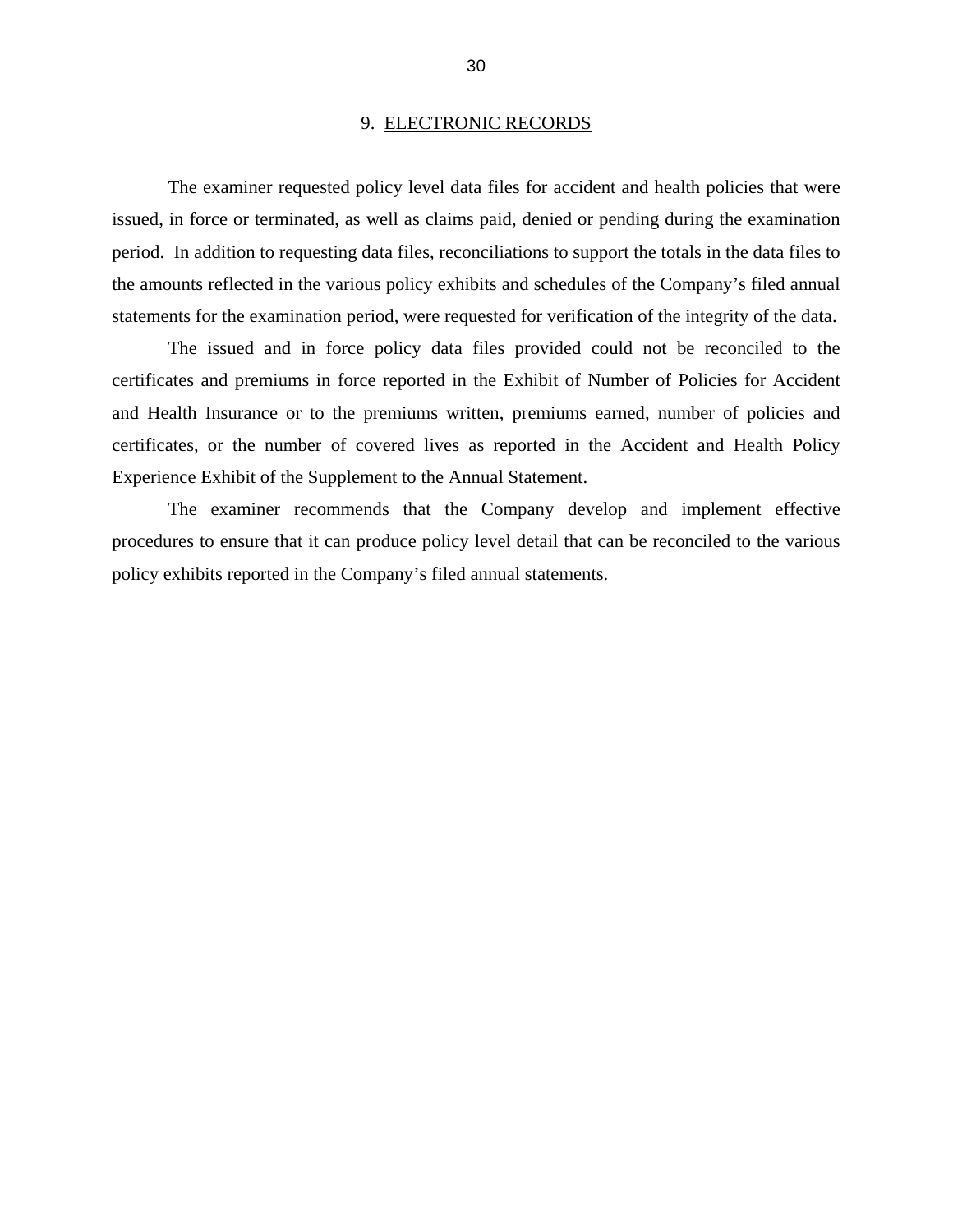## 9. ELECTRONIC RECORDS

The examiner requested policy level data files for accident and health policies that were issued, in force or terminated, as well as claims paid, denied or pending during the examination period. In addition to requesting data files, reconciliations to support the totals in the data files to the amounts reflected in the various policy exhibits and schedules of the Company's filed annual statements for the examination period, were requested for verification of the integrity of the data.

The issued and in force policy data files provided could not be reconciled to the certificates and premiums in force reported in the Exhibit of Number of Policies for Accident and Health Insurance or to the premiums written, premiums earned, number of policies and certificates, or the number of covered lives as reported in the Accident and Health Policy Experience Exhibit of the Supplement to the Annual Statement.

The examiner recommends that the Company develop and implement effective procedures to ensure that it can produce policy level detail that can be reconciled to the various policy exhibits reported in the Company's filed annual statements.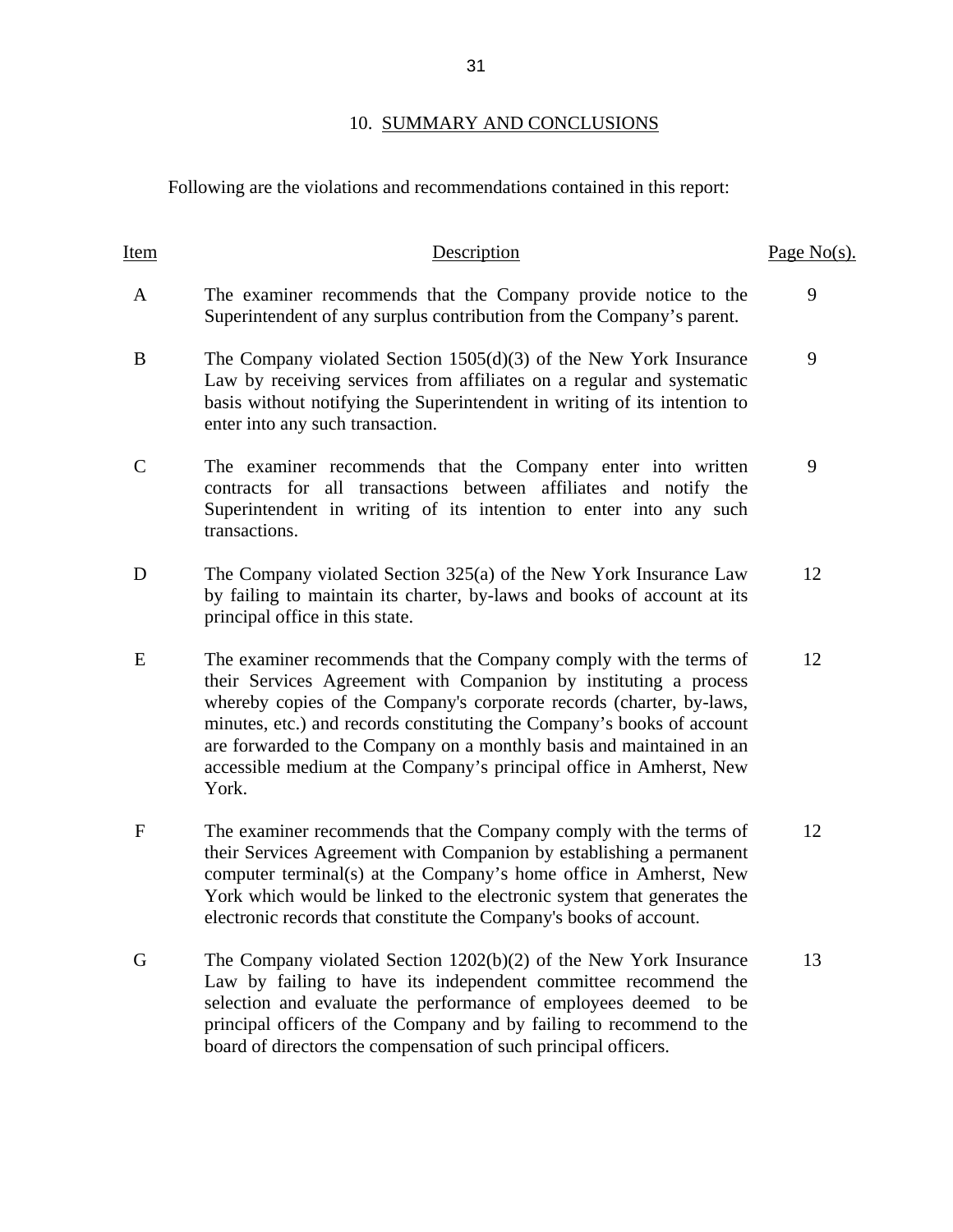## 10. SUMMARY AND CONCLUSIONS

Following are the violations and recommendations contained in this report:

| Item | Description | Page No(s). |
|---|---|---|
| A | The examiner recommends that the Company provide notice to the Superintendent of any surplus contribution from the Company's parent. | 9 |
| B | The Company violated Section 1505(d)(3) of the New York Insurance Law by receiving services from affiliates on a regular and systematic basis without notifying the Superintendent in writing of its intention to enter into any such transaction. | 9 |
| C | The examiner recommends that the Company enter into written contracts for all transactions between affiliates and notify the Superintendent in writing of its intention to enter into any such transactions. | 9 |
| D | The Company violated Section 325(a) of the New York Insurance Law by failing to maintain its charter, by-laws and books of account at its principal office in this state. | 12 |
| E | The examiner recommends that the Company comply with the terms of their Services Agreement with Companion by instituting a process whereby copies of the Company's corporate records (charter, by-laws, minutes, etc.) and records constituting the Company's books of account are forwarded to the Company on a monthly basis and maintained in an accessible medium at the Company's principal office in Amherst, New York. | 12 |
| F | The examiner recommends that the Company comply with the terms of their Services Agreement with Companion by establishing a permanent computer terminal(s) at the Company's home office in Amherst, New York which would be linked to the electronic system that generates the electronic records that constitute the Company's books of account. | 12 |
| G | The Company violated Section 1202(b)(2) of the New York Insurance Law by failing to have its independent committee recommend the selection and evaluate the performance of employees deemed to be principal officers of the Company and by failing to recommend to the board of directors the compensation of such principal officers. | 13 |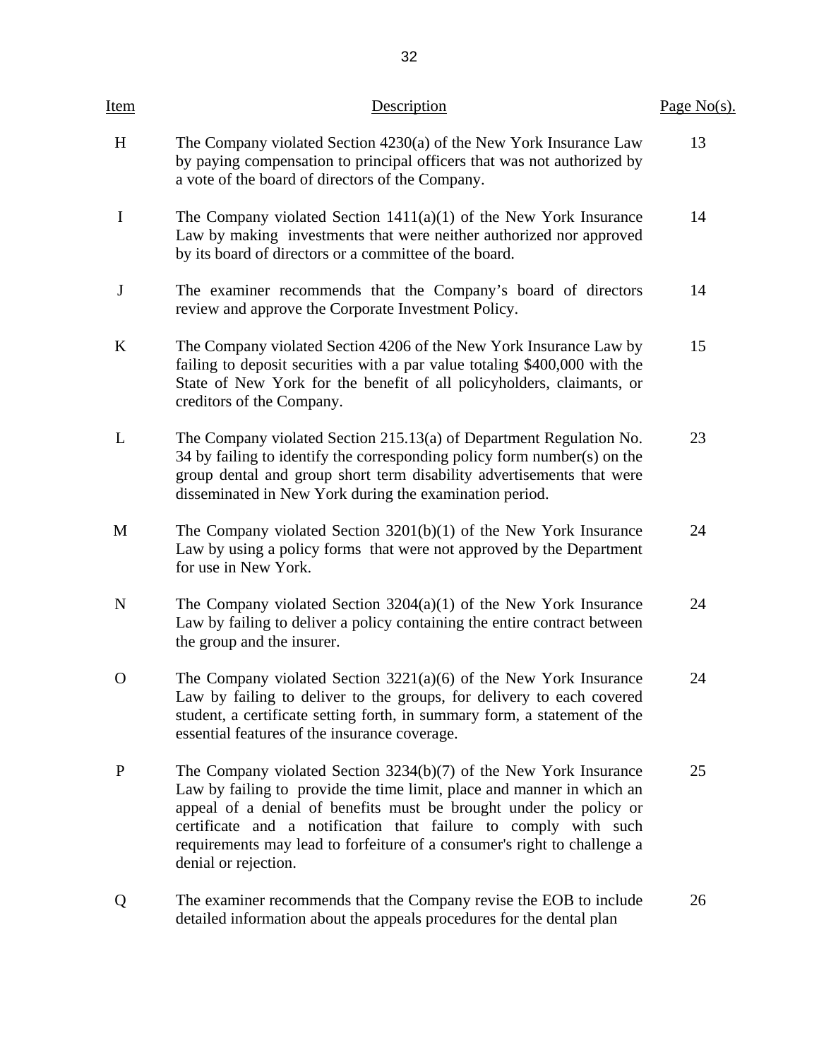| Item | Description | Page No(s). |
|---|---|---|
| H | The Company violated Section 4230(a) of the New York Insurance Law by paying compensation to principal officers that was not authorized by a vote of the board of directors of the Company. | 13 |
| I | The Company violated Section 1411(a)(1) of the New York Insurance Law by making investments that were neither authorized nor approved by its board of directors or a committee of the board. | 14 |
| J | The examiner recommends that the Company's board of directors review and approve the Corporate Investment Policy. | 14 |
| K | The Company violated Section 4206 of the New York Insurance Law by failing to deposit securities with a par value totaling $400,000 with the State of New York for the benefit of all policyholders, claimants, or creditors of the Company. | 15 |
| L | The Company violated Section 215.13(a) of Department Regulation No. 34 by failing to identify the corresponding policy form number(s) on the group dental and group short term disability advertisements that were disseminated in New York during the examination period. | 23 |
| M | The Company violated Section 3201(b)(1) of the New York Insurance Law by using a policy forms that were not approved by the Department for use in New York. | 24 |
| N | The Company violated Section 3204(a)(1) of the New York Insurance Law by failing to deliver a policy containing the entire contract between the group and the insurer. | 24 |
| O | The Company violated Section 3221(a)(6) of the New York Insurance Law by failing to deliver to the groups, for delivery to each covered student, a certificate setting forth, in summary form, a statement of the essential features of the insurance coverage. | 24 |
| P | The Company violated Section 3234(b)(7) of the New York Insurance Law by failing to provide the time limit, place and manner in which an appeal of a denial of benefits must be brought under the policy or certificate and a notification that failure to comply with such requirements may lead to forfeiture of a consumer's right to challenge a denial or rejection. | 25 |
| Q | The examiner recommends that the Company revise the EOB to include detailed information about the appeals procedures for the dental plan | 26 |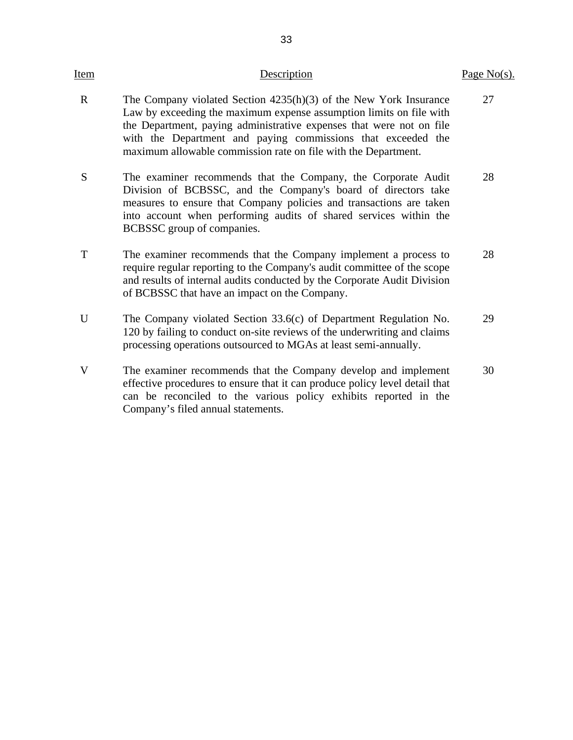| Item | Description | Page No(s). |
|---|---|---|
| R | The Company violated Section 4235(h)(3) of the New York Insurance Law by exceeding the maximum expense assumption limits on file with the Department, paying administrative expenses that were not on file with the Department and paying commissions that exceeded the maximum allowable commission rate on file with the Department. | 27 |
| S | The examiner recommends that the Company, the Corporate Audit Division of BCBSSC, and the Company's board of directors take measures to ensure that Company policies and transactions are taken into account when performing audits of shared services within the BCBSSC group of companies. | 28 |
| T | The examiner recommends that the Company implement a process to require regular reporting to the Company's audit committee of the scope and results of internal audits conducted by the Corporate Audit Division of BCBSSC that have an impact on the Company. | 28 |
| U | The Company violated Section 33.6(c) of Department Regulation No. 120 by failing to conduct on-site reviews of the underwriting and claims processing operations outsourced to MGAs at least semi-annually. | 29 |
| V | The examiner recommends that the Company develop and implement effective procedures to ensure that it can produce policy level detail that can be reconciled to the various policy exhibits reported in the Company’s filed annual statements. | 30 |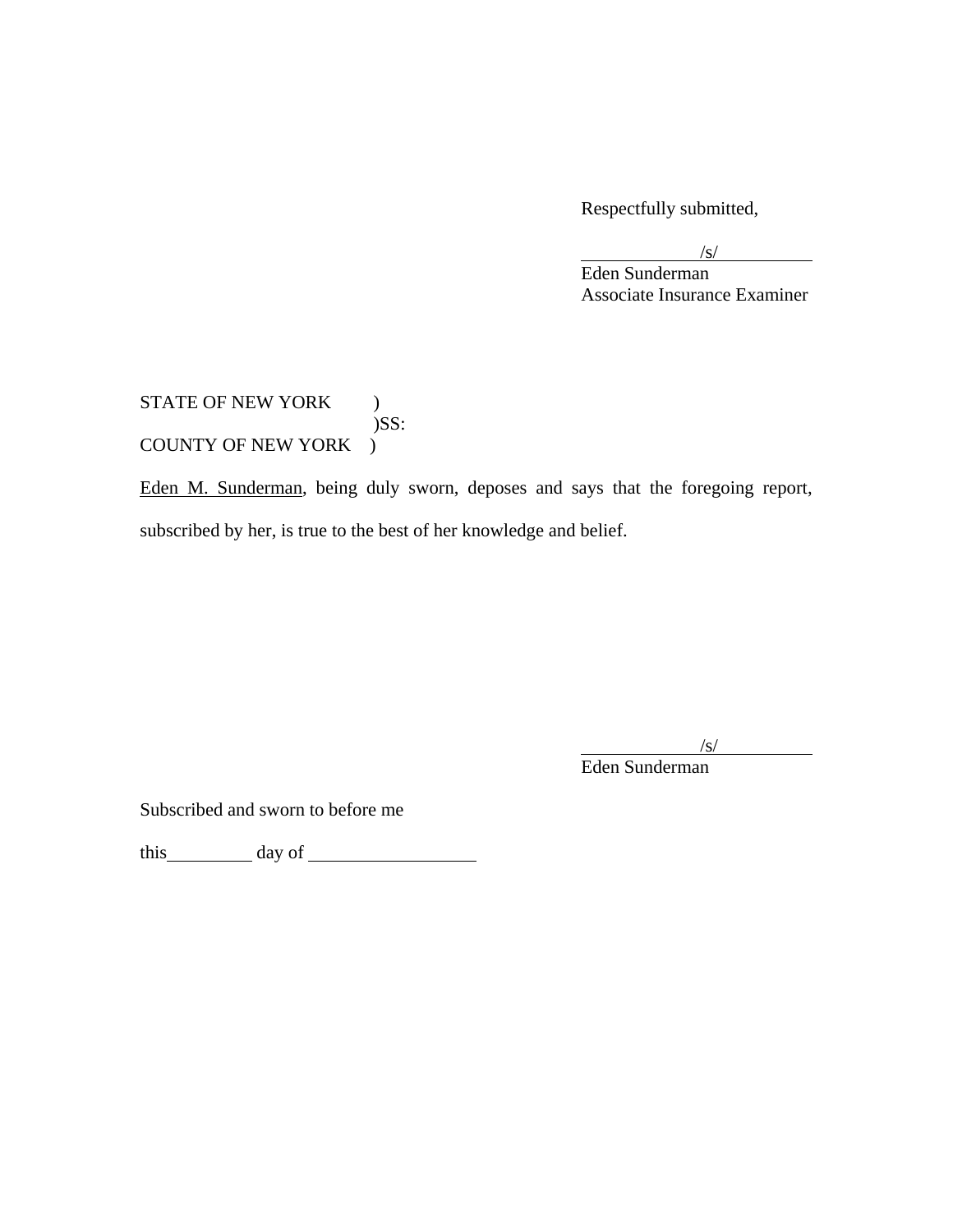Respectfully submitted,

/s/
Eden Sunderman
Associate Insurance Examiner

STATE OF NEW YORK )
)SS:
COUNTY OF NEW YORK )

Eden M. Sunderman, being duly sworn, deposes and says that the foregoing report, subscribed by her, is true to the best of her knowledge and belief.

/s/
Eden Sunderman

Subscribed and sworn to before me

this__________ day of ___________________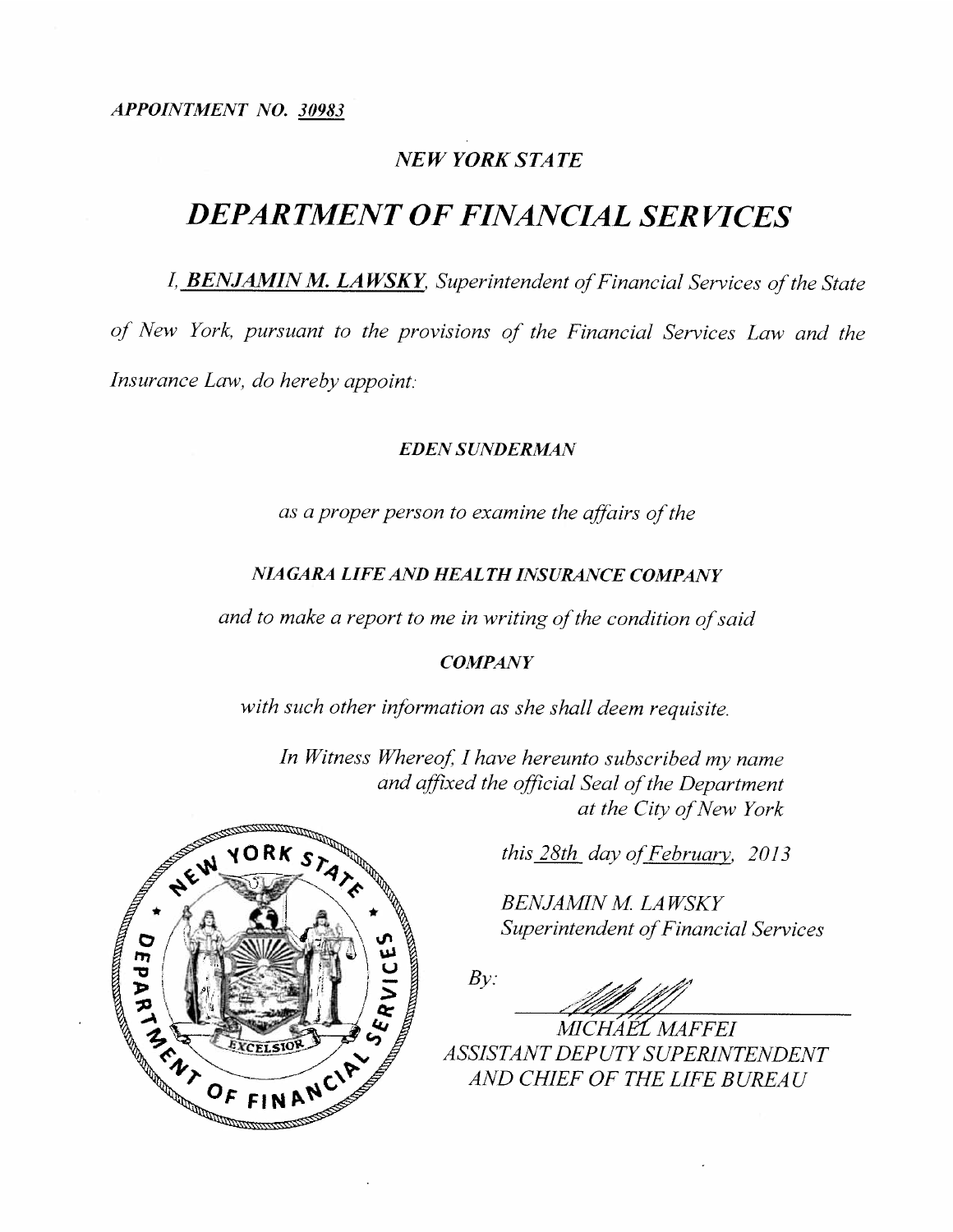*APPOINTMENT NO. 30983*

*NEW YORK STATE*

# *DEPARTMENT OF FINANCIAL SERVICES*

*I, **BENJAMIN M. LAWSKY**, Superintendent of Financial Services of the State of New York, pursuant to the provisions of the Financial Services Law and the Insurance Law, do hereby appoint:*

***EDEN SUNDERMAN***

*as a proper person to examine the affairs of the*

***NIAGARA LIFE AND HEALTH INSURANCE COMPANY***

*and to make a report to me in writing of the condition of said*

***COMPANY***

*with such other information as she shall deem requisite.*

*In Witness Whereof, I have hereunto subscribed my name and affixed the official Seal of the Department at the City of New York*

*this 28th day of February, 2013*

*BENJAMIN M. LAWSKY*
*Superintendent of Financial Services*

*By:*

*MICHAEL MAFFEI*
*ASSISTANT DEPUTY SUPERINTENDENT AND CHIEF OF THE LIFE BUREAU*

NEW YORK STATE DEPARTMENT OF FINANCIAL SERVICES
EXCELSIOR